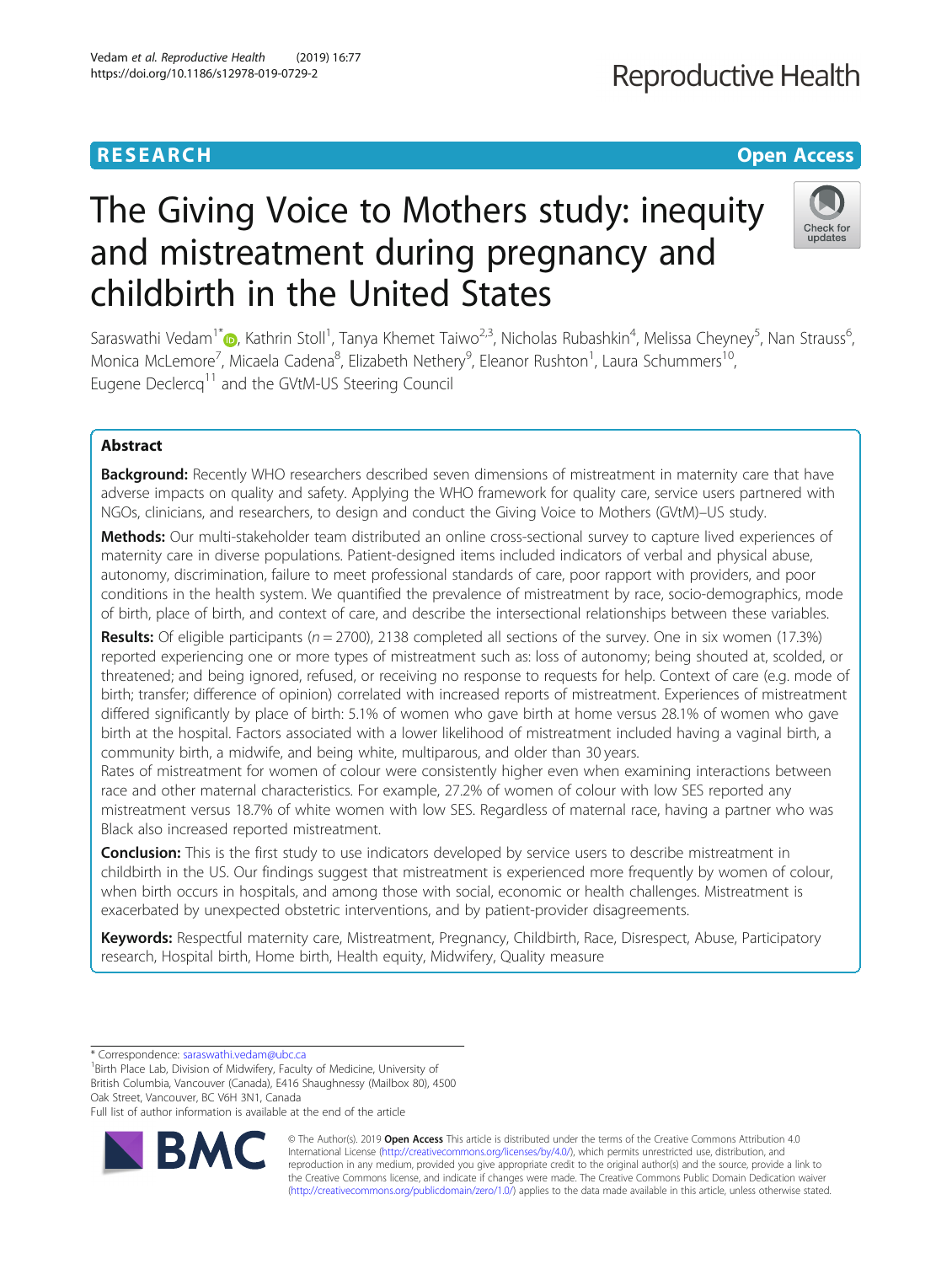RESEARCH

Open Access

# The Giving Voice to Mothers study: inequity and mistreatment during pregnancy and childbirth in the United States

Saraswathi Vedam[1*], Kathrin Stoll[1], Tanya Khemet Taiwo[2,3], Nicholas Rubashkin[4], Melissa Cheyney[5], Nan Strauss[6], Monica McLemore[7], Micaela Cadena[8], Elizabeth Nethery[9], Eleanor Rushton[1], Laura Schummers[10], Eugene Declercq[11] and the GVtM-US Steering Council

## Abstract

**Background:** Recently WHO researchers described seven dimensions of mistreatment in maternity care that have adverse impacts on quality and safety. Applying the WHO framework for quality care, service users partnered with NGOs, clinicians, and researchers, to design and conduct the Giving Voice to Mothers (GVtM)–US study.

**Methods:** Our multi-stakeholder team distributed an online cross-sectional survey to capture lived experiences of maternity care in diverse populations. Patient-designed items included indicators of verbal and physical abuse, autonomy, discrimination, failure to meet professional standards of care, poor rapport with providers, and poor conditions in the health system. We quantified the prevalence of mistreatment by race, socio-demographics, mode of birth, place of birth, and context of care, and describe the intersectional relationships between these variables.

**Results:** Of eligible participants ($n = 2700$), 2138 completed all sections of the survey. One in six women (17.3%) reported experiencing one or more types of mistreatment such as: loss of autonomy; being shouted at, scolded, or threatened; and being ignored, refused, or receiving no response to requests for help. Context of care (e.g. mode of birth; transfer; difference of opinion) correlated with increased reports of mistreatment. Experiences of mistreatment differed significantly by place of birth: 5.1% of women who gave birth at home versus 28.1% of women who gave birth at the hospital. Factors associated with a lower likelihood of mistreatment included having a vaginal birth, a community birth, a midwife, and being white, multiparous, and older than 30 years.

Rates of mistreatment for women of colour were consistently higher even when examining interactions between race and other maternal characteristics. For example, 27.2% of women of colour with low SES reported any mistreatment versus 18.7% of white women with low SES. Regardless of maternal race, having a partner who was Black also increased reported mistreatment.

**Conclusion:** This is the first study to use indicators developed by service users to describe mistreatment in childbirth in the US. Our findings suggest that mistreatment is experienced more frequently by women of colour, when birth occurs in hospitals, and among those with social, economic or health challenges. Mistreatment is exacerbated by unexpected obstetric interventions, and by patient-provider disagreements.

**Keywords:** Respectful maternity care, Mistreatment, Pregnancy, Childbirth, Race, Disrespect, Abuse, Participatory research, Hospital birth, Home birth, Health equity, Midwifery, Quality measure

---

\* Correspondence: saraswathi.vedam@ubc.ca
[1]Birth Place Lab, Division of Midwifery, Faculty of Medicine, University of British Columbia, Vancouver (Canada), E416 Shaughnessy (Mailbox 80), 4500 Oak Street, Vancouver, BC V6H 3N1, Canada
Full list of author information is available at the end of the article

© The Author(s). 2019 **Open Access** This article is distributed under the terms of the Creative Commons Attribution 4.0 International License (http://creativecommons.org/licenses/by/4.0/), which permits unrestricted use, distribution, and reproduction in any medium, provided you give appropriate credit to the original author(s) and the source, provide a link to the Creative Commons license, and indicate if changes were made. The Creative Commons Public Domain Dedication waiver (http://creativecommons.org/publicdomain/zero/1.0/) applies to the data made available in this article, unless otherwise stated.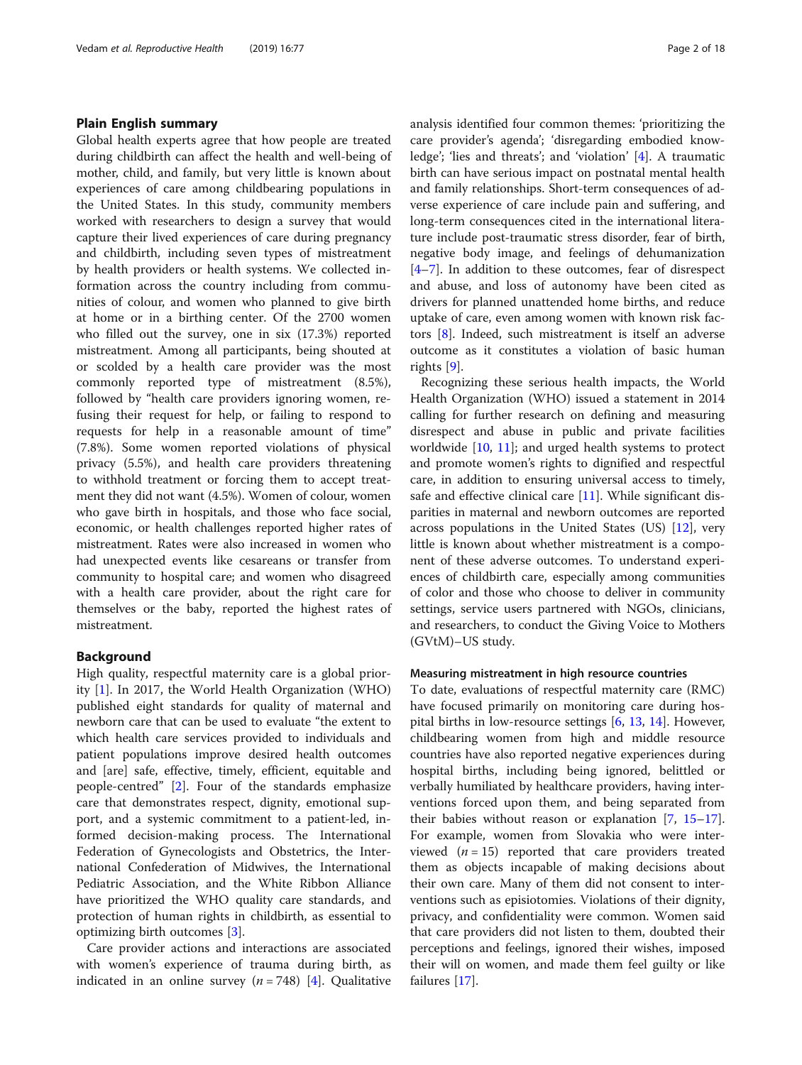## Plain English summary

Global health experts agree that how people are treated during childbirth can affect the health and well-being of mother, child, and family, but very little is known about experiences of care among childbearing populations in the United States. In this study, community members worked with researchers to design a survey that would capture their lived experiences of care during pregnancy and childbirth, including seven types of mistreatment by health providers or health systems. We collected information across the country including from communities of colour, and women who planned to give birth at home or in a birthing center. Of the 2700 women who filled out the survey, one in six (17.3%) reported mistreatment. Among all participants, being shouted at or scolded by a health care provider was the most commonly reported type of mistreatment (8.5%), followed by "health care providers ignoring women, refusing their request for help, or failing to respond to requests for help in a reasonable amount of time" (7.8%). Some women reported violations of physical privacy (5.5%), and health care providers threatening to withhold treatment or forcing them to accept treatment they did not want (4.5%). Women of colour, women who gave birth in hospitals, and those who face social, economic, or health challenges reported higher rates of mistreatment. Rates were also increased in women who had unexpected events like cesareans or transfer from community to hospital care; and women who disagreed with a health care provider, about the right care for themselves or the baby, reported the highest rates of mistreatment.

## Background

High quality, respectful maternity care is a global priority [1]. In 2017, the World Health Organization (WHO) published eight standards for quality of maternal and newborn care that can be used to evaluate "the extent to which health care services provided to individuals and patient populations improve desired health outcomes and [are] safe, effective, timely, efficient, equitable and people-centred" [2]. Four of the standards emphasize care that demonstrates respect, dignity, emotional support, and a systemic commitment to a patient-led, informed decision-making process. The International Federation of Gynecologists and Obstetrics, the International Confederation of Midwives, the International Pediatric Association, and the White Ribbon Alliance have prioritized the WHO quality care standards, and protection of human rights in childbirth, as essential to optimizing birth outcomes [3].

Care provider actions and interactions are associated with women's experience of trauma during birth, as indicated in an online survey ($n = 748$) [4]. Qualitative analysis identified four common themes: 'prioritizing the care provider's agenda'; 'disregarding embodied knowledge'; 'lies and threats'; and 'violation' [4]. A traumatic birth can have serious impact on postnatal mental health and family relationships. Short-term consequences of adverse experience of care include pain and suffering, and long-term consequences cited in the international literature include post-traumatic stress disorder, fear of birth, negative body image, and feelings of dehumanization [4–7]. In addition to these outcomes, fear of disrespect and abuse, and loss of autonomy have been cited as drivers for planned unattended home births, and reduce uptake of care, even among women with known risk factors [8]. Indeed, such mistreatment is itself an adverse outcome as it constitutes a violation of basic human rights [9].

Recognizing these serious health impacts, the World Health Organization (WHO) issued a statement in 2014 calling for further research on defining and measuring disrespect and abuse in public and private facilities worldwide [10, 11]; and urged health systems to protect and promote women's rights to dignified and respectful care, in addition to ensuring universal access to timely, safe and effective clinical care [11]. While significant disparities in maternal and newborn outcomes are reported across populations in the United States (US) [12], very little is known about whether mistreatment is a component of these adverse outcomes. To understand experiences of childbirth care, especially among communities of color and those who choose to deliver in community settings, service users partnered with NGOs, clinicians, and researchers, to conduct the Giving Voice to Mothers (GVtM)–US study.

### Measuring mistreatment in high resource countries

To date, evaluations of respectful maternity care (RMC) have focused primarily on monitoring care during hospital births in low-resource settings [6, 13, 14]. However, childbearing women from high and middle resource countries have also reported negative experiences during hospital births, including being ignored, belittled or verbally humiliated by healthcare providers, having interventions forced upon them, and being separated from their babies without reason or explanation [7, 15–17]. For example, women from Slovakia who were interviewed ($n = 15$) reported that care providers treated them as objects incapable of making decisions about their own care. Many of them did not consent to interventions such as episiotomies. Violations of their dignity, privacy, and confidentiality were common. Women said that care providers did not listen to them, doubted their perceptions and feelings, ignored their wishes, imposed their will on women, and made them feel guilty or like failures [17].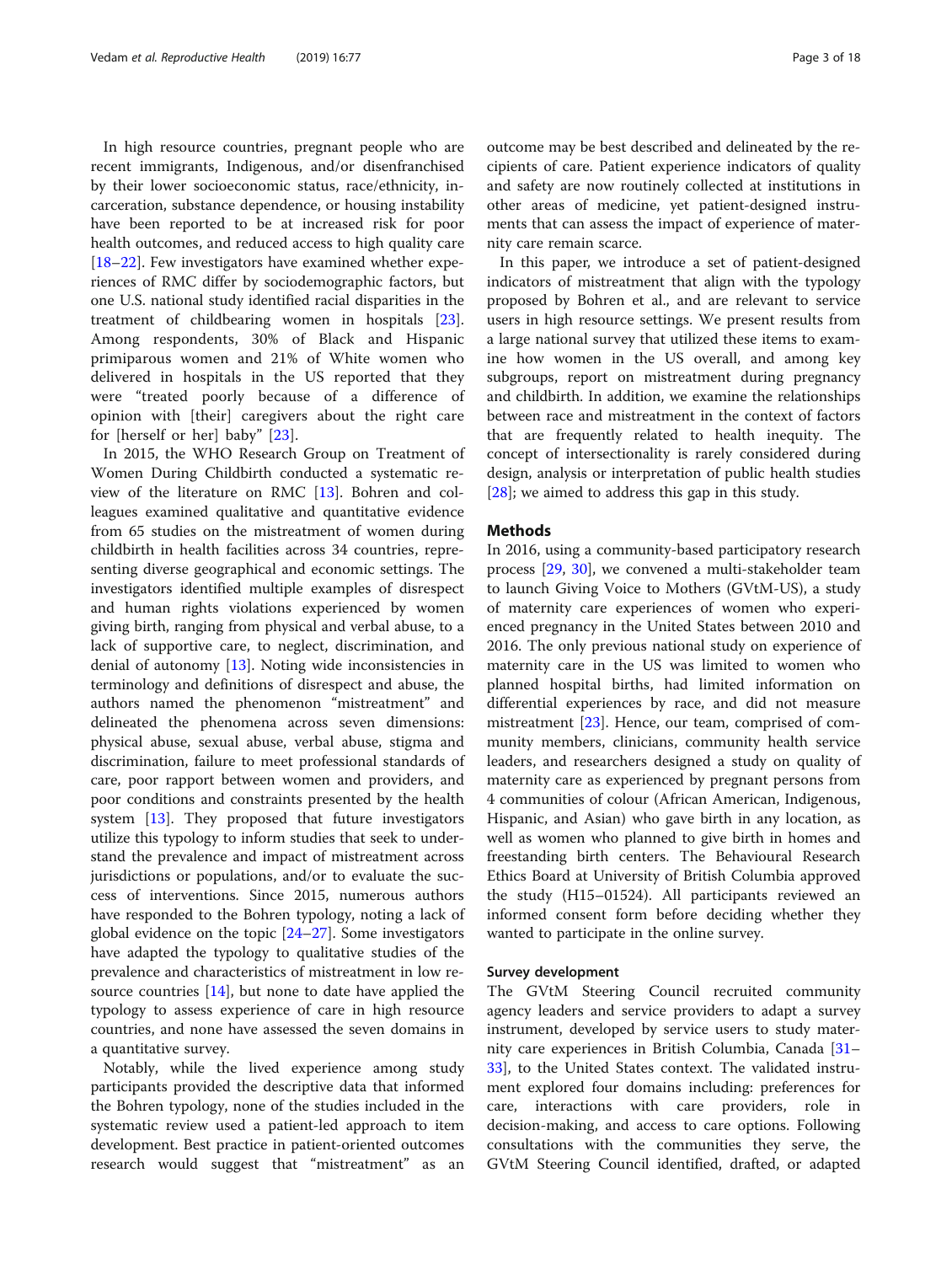In high resource countries, pregnant people who are recent immigrants, Indigenous, and/or disenfranchised by their lower socioeconomic status, race/ethnicity, incarceration, substance dependence, or housing instability have been reported to be at increased risk for poor health outcomes, and reduced access to high quality care [18–22]. Few investigators have examined whether experiences of RMC differ by sociodemographic factors, but one U.S. national study identified racial disparities in the treatment of childbearing women in hospitals [23]. Among respondents, 30% of Black and Hispanic primiparous women and 21% of White women who delivered in hospitals in the US reported that they were "treated poorly because of a difference of opinion with [their] caregivers about the right care for [herself or her] baby" [23].

In 2015, the WHO Research Group on Treatment of Women During Childbirth conducted a systematic review of the literature on RMC [13]. Bohren and colleagues examined qualitative and quantitative evidence from 65 studies on the mistreatment of women during childbirth in health facilities across 34 countries, representing diverse geographical and economic settings. The investigators identified multiple examples of disrespect and human rights violations experienced by women giving birth, ranging from physical and verbal abuse, to a lack of supportive care, to neglect, discrimination, and denial of autonomy [13]. Noting wide inconsistencies in terminology and definitions of disrespect and abuse, the authors named the phenomenon "mistreatment" and delineated the phenomena across seven dimensions: physical abuse, sexual abuse, verbal abuse, stigma and discrimination, failure to meet professional standards of care, poor rapport between women and providers, and poor conditions and constraints presented by the health system [13]. They proposed that future investigators utilize this typology to inform studies that seek to understand the prevalence and impact of mistreatment across jurisdictions or populations, and/or to evaluate the success of interventions. Since 2015, numerous authors have responded to the Bohren typology, noting a lack of global evidence on the topic [24–27]. Some investigators have adapted the typology to qualitative studies of the prevalence and characteristics of mistreatment in low resource countries [14], but none to date have applied the typology to assess experience of care in high resource countries, and none have assessed the seven domains in a quantitative survey.

Notably, while the lived experience among study participants provided the descriptive data that informed the Bohren typology, none of the studies included in the systematic review used a patient-led approach to item development. Best practice in patient-oriented outcomes research would suggest that "mistreatment" as an outcome may be best described and delineated by the recipients of care. Patient experience indicators of quality and safety are now routinely collected at institutions in other areas of medicine, yet patient-designed instruments that can assess the impact of experience of maternity care remain scarce.

In this paper, we introduce a set of patient-designed indicators of mistreatment that align with the typology proposed by Bohren et al., and are relevant to service users in high resource settings. We present results from a large national survey that utilized these items to examine how women in the US overall, and among key subgroups, report on mistreatment during pregnancy and childbirth. In addition, we examine the relationships between race and mistreatment in the context of factors that are frequently related to health inequity. The concept of intersectionality is rarely considered during design, analysis or interpretation of public health studies [28]; we aimed to address this gap in this study.

## Methods

In 2016, using a community-based participatory research process [29, 30], we convened a multi-stakeholder team to launch Giving Voice to Mothers (GVtM-US), a study of maternity care experiences of women who experienced pregnancy in the United States between 2010 and 2016. The only previous national study on experience of maternity care in the US was limited to women who planned hospital births, had limited information on differential experiences by race, and did not measure mistreatment [23]. Hence, our team, comprised of community members, clinicians, community health service leaders, and researchers designed a study on quality of maternity care as experienced by pregnant persons from 4 communities of colour (African American, Indigenous, Hispanic, and Asian) who gave birth in any location, as well as women who planned to give birth in homes and freestanding birth centers. The Behavioural Research Ethics Board at University of British Columbia approved the study (H15–01524). All participants reviewed an informed consent form before deciding whether they wanted to participate in the online survey.

### Survey development

The GVtM Steering Council recruited community agency leaders and service providers to adapt a survey instrument, developed by service users to study maternity care experiences in British Columbia, Canada [31–33], to the United States context. The validated instrument explored four domains including: preferences for care, interactions with care providers, role in decision-making, and access to care options. Following consultations with the communities they serve, the GVtM Steering Council identified, drafted, or adapted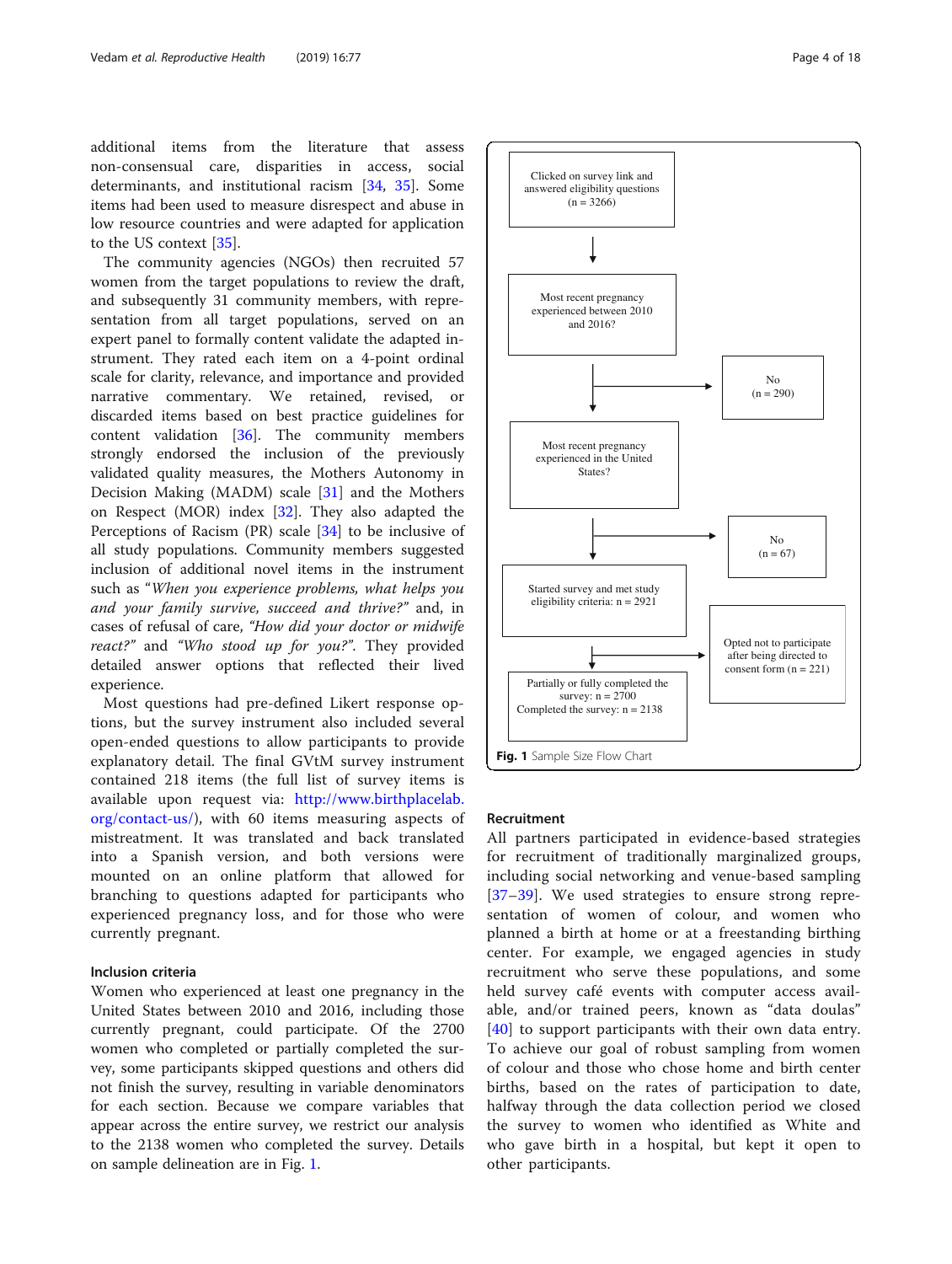additional items from the literature that assess non-consensual care, disparities in access, social determinants, and institutional racism [34, 35]. Some items had been used to measure disrespect and abuse in low resource countries and were adapted for application to the US context [35].

The community agencies (NGOs) then recruited 57 women from the target populations to review the draft, and subsequently 31 community members, with representation from all target populations, served on an expert panel to formally content validate the adapted instrument. They rated each item on a 4-point ordinal scale for clarity, relevance, and importance and provided narrative commentary. We retained, revised, or discarded items based on best practice guidelines for content validation [36]. The community members strongly endorsed the inclusion of the previously validated quality measures, the Mothers Autonomy in Decision Making (MADM) scale [31] and the Mothers on Respect (MOR) index [32]. They also adapted the Perceptions of Racism (PR) scale [34] to be inclusive of all study populations. Community members suggested inclusion of additional novel items in the instrument such as "*When you experience problems, what helps you and your family survive, succeed and thrive?*" and, in cases of refusal of care, *"How did your doctor or midwife react?"* and *"Who stood up for you?"*. They provided detailed answer options that reflected their lived experience.

Most questions had pre-defined Likert response options, but the survey instrument also included several open-ended questions to allow participants to provide explanatory detail. The final GVtM survey instrument contained 218 items (the full list of survey items is available upon request via: http://www.birthplacelab.org/contact-us/), with 60 items measuring aspects of mistreatment. It was translated and back translated into a Spanish version, and both versions were mounted on an online platform that allowed for branching to questions adapted for participants who experienced pregnancy loss, and for those who were currently pregnant.

### Inclusion criteria

Women who experienced at least one pregnancy in the United States between 2010 and 2016, including those currently pregnant, could participate. Of the 2700 women who completed or partially completed the survey, some participants skipped questions and others did not finish the survey, resulting in variable denominators for each section. Because we compare variables that appear across the entire survey, we restrict our analysis to the 2138 women who completed the survey. Details on sample delineation are in Fig. 1.

| Step | Excluded |
| --- | --- |
| Clicked on survey link and answered eligibility questions (n = 3266) | |
| Most recent pregnancy experienced between 2010 and 2016? | No (n = 290) |
| Most recent pregnancy experienced in the United States? | No (n = 67) |
| Started survey and met study eligibility criteria: n = 2921 | Opted not to participate after being directed to consent form (n = 221) |
| Partially or fully completed the survey: n = 2700<br>Completed the survey: n = 2138 | |

**Fig. 1** Sample Size Flow Chart

### Recruitment

All partners participated in evidence-based strategies for recruitment of traditionally marginalized groups, including social networking and venue-based sampling [37–39]. We used strategies to ensure strong representation of women of colour, and women who planned a birth at home or at a freestanding birthing center. For example, we engaged agencies in study recruitment who serve these populations, and some held survey café events with computer access available, and/or trained peers, known as "data doulas" [40] to support participants with their own data entry. To achieve our goal of robust sampling from women of colour and those who chose home and birth center births, based on the rates of participation to date, halfway through the data collection period we closed the survey to women who identified as White and who gave birth in a hospital, but kept it open to other participants.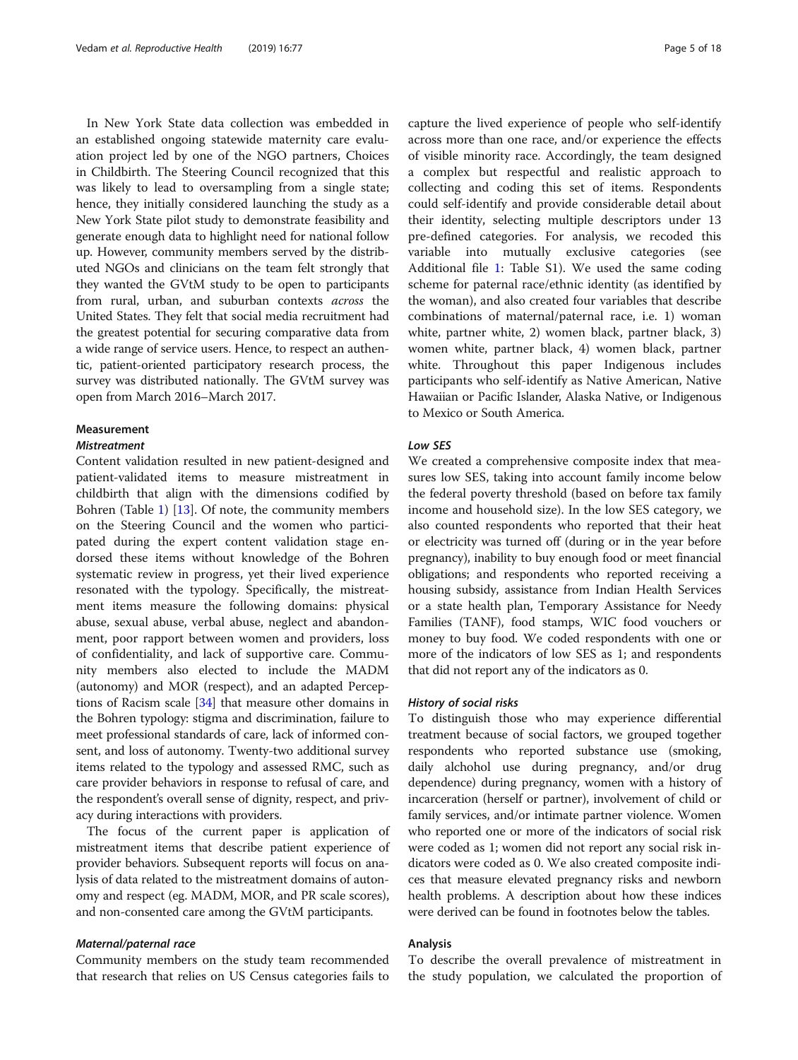In New York State data collection was embedded in an established ongoing statewide maternity care evaluation project led by one of the NGO partners, Choices in Childbirth. The Steering Council recognized that this was likely to lead to oversampling from a single state; hence, they initially considered launching the study as a New York State pilot study to demonstrate feasibility and generate enough data to highlight need for national follow up. However, community members served by the distributed NGOs and clinicians on the team felt strongly that they wanted the GVtM study to be open to participants from rural, urban, and suburban contexts *across* the United States. They felt that social media recruitment had the greatest potential for securing comparative data from a wide range of service users. Hence, to respect an authentic, patient-oriented participatory research process, the survey was distributed nationally. The GVtM survey was open from March 2016–March 2017.

## Measurement

### *Mistreatment*

Content validation resulted in new patient-designed and patient-validated items to measure mistreatment in childbirth that align with the dimensions codified by Bohren (Table 1) [13]. Of note, the community members on the Steering Council and the women who participated during the expert content validation stage endorsed these items without knowledge of the Bohren systematic review in progress, yet their lived experience resonated with the typology. Specifically, the mistreatment items measure the following domains: physical abuse, sexual abuse, verbal abuse, neglect and abandonment, poor rapport between women and providers, loss of confidentiality, and lack of supportive care. Community members also elected to include the MADM (autonomy) and MOR (respect), and an adapted Perceptions of Racism scale [34] that measure other domains in the Bohren typology: stigma and discrimination, failure to meet professional standards of care, lack of informed consent, and loss of autonomy. Twenty-two additional survey items related to the typology and assessed RMC, such as care provider behaviors in response to refusal of care, and the respondent's overall sense of dignity, respect, and privacy during interactions with providers.

The focus of the current paper is application of mistreatment items that describe patient experience of provider behaviors. Subsequent reports will focus on analysis of data related to the mistreatment domains of autonomy and respect (eg. MADM, MOR, and PR scale scores), and non-consented care among the GVtM participants.

### *Maternal/paternal race*

Community members on the study team recommended that research that relies on US Census categories fails to capture the lived experience of people who self-identify across more than one race, and/or experience the effects of visible minority race. Accordingly, the team designed a complex but respectful and realistic approach to collecting and coding this set of items. Respondents could self-identify and provide considerable detail about their identity, selecting multiple descriptors under 13 pre-defined categories. For analysis, we recoded this variable into mutually exclusive categories (see Additional file 1: Table S1). We used the same coding scheme for paternal race/ethnic identity (as identified by the woman), and also created four variables that describe combinations of maternal/paternal race, i.e. 1) woman white, partner white, 2) women black, partner black, 3) women white, partner black, 4) women black, partner white. Throughout this paper Indigenous includes participants who self-identify as Native American, Native Hawaiian or Pacific Islander, Alaska Native, or Indigenous to Mexico or South America.

### *Low SES*

We created a comprehensive composite index that measures low SES, taking into account family income below the federal poverty threshold (based on before tax family income and household size). In the low SES category, we also counted respondents who reported that their heat or electricity was turned off (during or in the year before pregnancy), inability to buy enough food or meet financial obligations; and respondents who reported receiving a housing subsidy, assistance from Indian Health Services or a state health plan, Temporary Assistance for Needy Families (TANF), food stamps, WIC food vouchers or money to buy food. We coded respondents with one or more of the indicators of low SES as 1; and respondents that did not report any of the indicators as 0.

### *History of social risks*

To distinguish those who may experience differential treatment because of social factors, we grouped together respondents who reported substance use (smoking, daily alchohol use during pregnancy, and/or drug dependence) during pregnancy, women with a history of incarceration (herself or partner), involvement of child or family services, and/or intimate partner violence. Women who reported one or more of the indicators of social risk were coded as 1; women did not report any social risk indicators were coded as 0. We also created composite indices that measure elevated pregnancy risks and newborn health problems. A description about how these indices were derived can be found in footnotes below the tables.

## Analysis

To describe the overall prevalence of mistreatment in the study population, we calculated the proportion of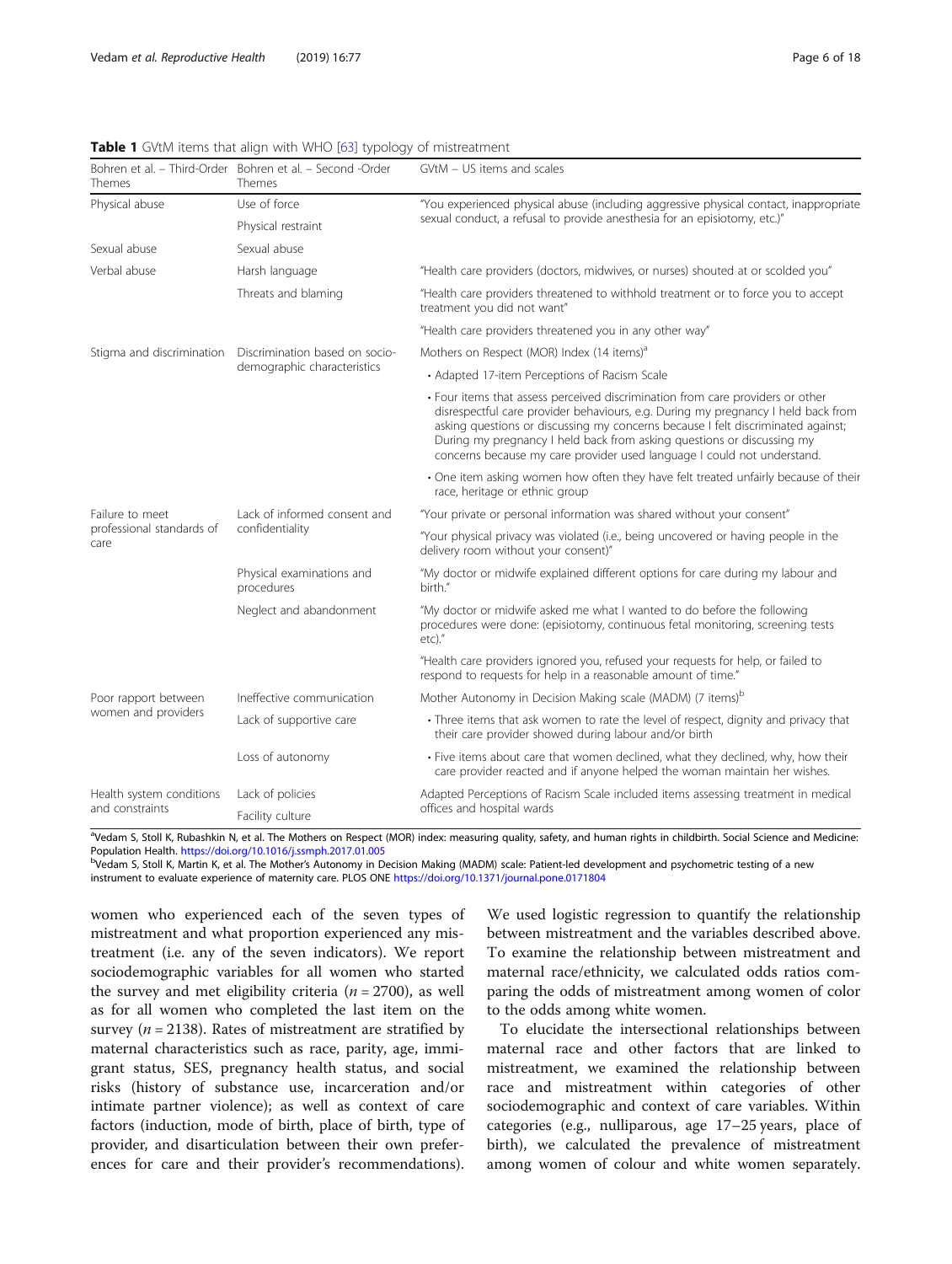**Table 1** GVtM items that align with WHO [63] typology of mistreatment

| Bohren et al. – Third-Order Themes | Bohren et al. – Second -Order Themes | GVtM – US items and scales |
|---|---|---|
| Physical abuse | Use of force | "You experienced physical abuse (including aggressive physical contact, inappropriate sexual conduct, a refusal to provide anesthesia for an episiotomy, etc.)" |
| | Physical restraint | |
| Sexual abuse | Sexual abuse | |
| Verbal abuse | Harsh language | "Health care providers (doctors, midwives, or nurses) shouted at or scolded you" |
| | Threats and blaming | "Health care providers threatened to withhold treatment or to force you to accept treatment you did not want" |
| | | "Health care providers threatened you in any other way" |
| Stigma and discrimination | Discrimination based on socio-demographic characteristics | Mothers on Respect (MOR) Index (14 items)[a] |
| | | • Adapted 17-item Perceptions of Racism Scale |
| | | • Four items that assess perceived discrimination from care providers or other disrespectful care provider behaviours, e.g. During my pregnancy I held back from asking questions or discussing my concerns because I felt discriminated against; During my pregnancy I held back from asking questions or discussing my concerns because my care provider used language I could not understand. |
| | | • One item asking women how often they have felt treated unfairly because of their race, heritage or ethnic group |
| Failure to meet professional standards of care | Lack of informed consent and confidentiality | "Your private or personal information was shared without your consent" |
| | | "Your physical privacy was violated (i.e., being uncovered or having people in the delivery room without your consent)" |
| | Physical examinations and procedures | "My doctor or midwife explained different options for care during my labour and birth." |
| | Neglect and abandonment | "My doctor or midwife asked me what I wanted to do before the following procedures were done: (episiotomy, continuous fetal monitoring, screening tests etc)." |
| | | "Health care providers ignored you, refused your requests for help, or failed to respond to requests for help in a reasonable amount of time." |
| Poor rapport between women and providers | Ineffective communication | Mother Autonomy in Decision Making scale (MADM) (7 items)[b] |
| | Lack of supportive care | • Three items that ask women to rate the level of respect, dignity and privacy that their care provider showed during labour and/or birth |
| | Loss of autonomy | • Five items about care that women declined, what they declined, why, how their care provider reacted and if anyone helped the woman maintain her wishes. |
| Health system conditions and constraints | Lack of policies | Adapted Perceptions of Racism Scale included items assessing treatment in medical offices and hospital wards |
| | Facility culture | |

[a]Vedam S, Stoll K, Rubashkin N, et al. The Mothers on Respect (MOR) index: measuring quality, safety, and human rights in childbirth. Social Science and Medicine: Population Health. https://doi.org/10.1016/j.ssmph.2017.01.005

[b]Vedam S, Stoll K, Martin K, et al. The Mother's Autonomy in Decision Making (MADM) scale: Patient-led development and psychometric testing of a new instrument to evaluate experience of maternity care. PLOS ONE https://doi.org/10.1371/journal.pone.0171804

women who experienced each of the seven types of mistreatment and what proportion experienced any mistreatment (i.e. any of the seven indicators). We report sociodemographic variables for all women who started the survey and met eligibility criteria ($n = 2700$), as well as for all women who completed the last item on the survey ($n = 2138$). Rates of mistreatment are stratified by maternal characteristics such as race, parity, age, immigrant status, SES, pregnancy health status, and social risks (history of substance use, incarceration and/or intimate partner violence); as well as context of care factors (induction, mode of birth, place of birth, type of provider, and disarticulation between their own preferences for care and their provider's recommendations). We used logistic regression to quantify the relationship between mistreatment and the variables described above. To examine the relationship between mistreatment and maternal race/ethnicity, we calculated odds ratios comparing the odds of mistreatment among women of color to the odds among white women.

To elucidate the intersectional relationships between maternal race and other factors that are linked to mistreatment, we examined the relationship between race and mistreatment within categories of other sociodemographic and context of care variables. Within categories (e.g., nulliparous, age 17–25 years, place of birth), we calculated the prevalence of mistreatment among women of colour and white women separately.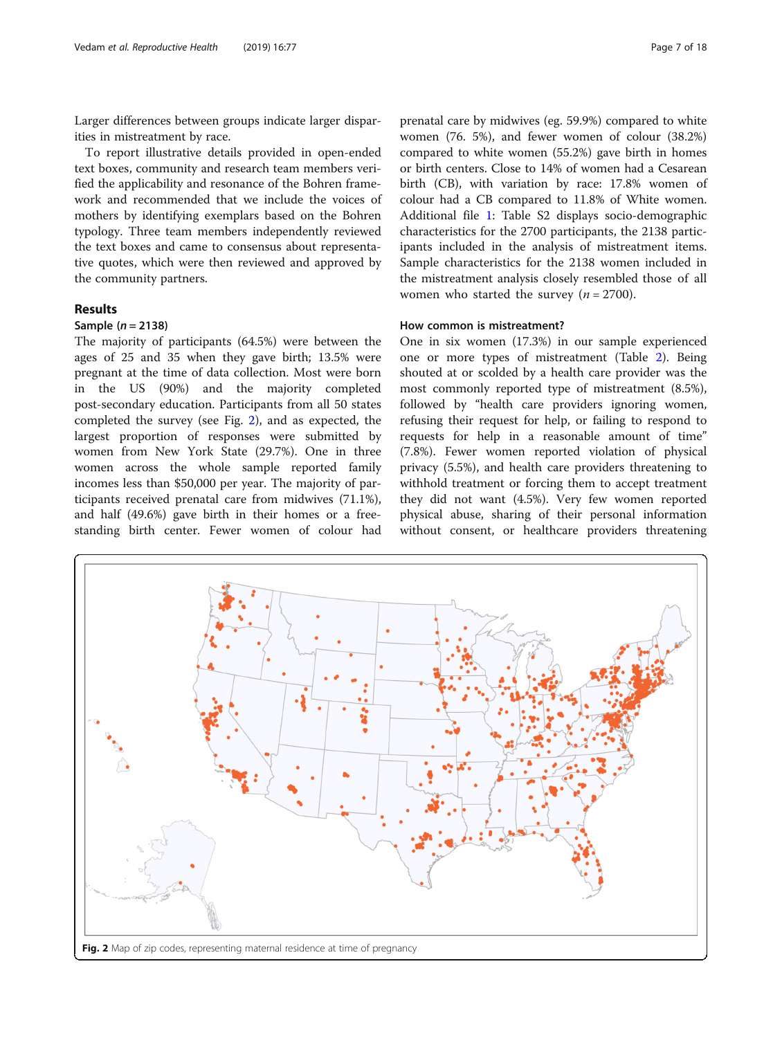Larger differences between groups indicate larger disparities in mistreatment by race.

To report illustrative details provided in open-ended text boxes, community and research team members verified the applicability and resonance of the Bohren framework and recommended that we include the voices of mothers by identifying exemplars based on the Bohren typology. Three team members independently reviewed the text boxes and came to consensus about representative quotes, which were then reviewed and approved by the community partners.

## Results

### Sample (*n* = 2138)

The majority of participants (64.5%) were between the ages of 25 and 35 when they gave birth; 13.5% were pregnant at the time of data collection. Most were born in the US (90%) and the majority completed post-secondary education. Participants from all 50 states completed the survey (see Fig. 2), and as expected, the largest proportion of responses were submitted by women from New York State (29.7%). One in three women across the whole sample reported family incomes less than $50,000 per year. The majority of participants received prenatal care from midwives (71.1%), and half (49.6%) gave birth in their homes or a free-standing birth center. Fewer women of colour had prenatal care by midwives (eg. 59.9%) compared to white women (76. 5%), and fewer women of colour (38.2%) compared to white women (55.2%) gave birth in homes or birth centers. Close to 14% of women had a Cesarean birth (CB), with variation by race: 17.8% women of colour had a CB compared to 11.8% of White women. Additional file 1: Table S2 displays socio-demographic characteristics for the 2700 participants, the 2138 participants included in the analysis of mistreatment items. Sample characteristics for the 2138 women included in the mistreatment analysis closely resembled those of all women who started the survey (*n* = 2700).

### How common is mistreatment?

One in six women (17.3%) in our sample experienced one or more types of mistreatment (Table 2). Being shouted at or scolded by a health care provider was the most commonly reported type of mistreatment (8.5%), followed by "health care providers ignoring women, refusing their request for help, or failing to respond to requests for help in a reasonable amount of time" (7.8%). Fewer women reported violation of physical privacy (5.5%), and health care providers threatening to withhold treatment or forcing them to accept treatment they did not want (4.5%). Very few women reported physical abuse, sharing of their personal information without consent, or healthcare providers threatening

**Fig. 2** Map of zip codes, representing maternal residence at time of pregnancy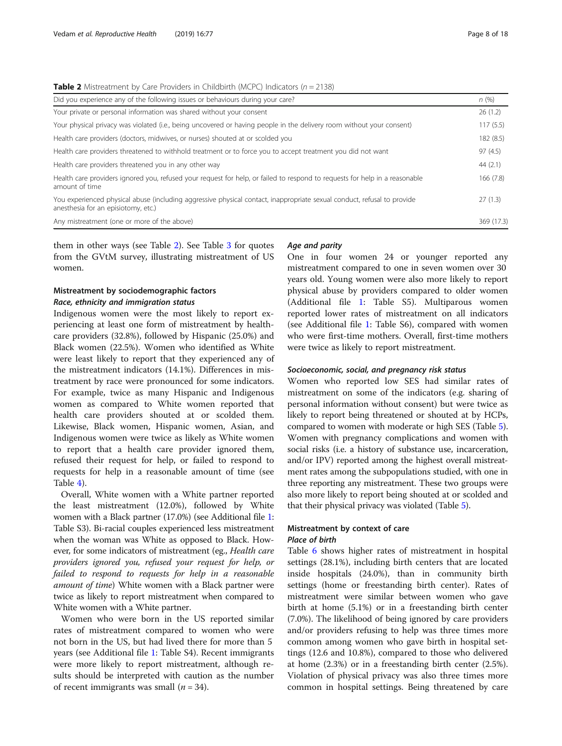**Table 2** Mistreatment by Care Providers in Childbirth (MCPC) Indicators ($n = 2138$)

| Did you experience any of the following issues or behaviours during your care? | n (%) |
|---|---|
| Your private or personal information was shared without your consent | 26 (1.2) |
| Your physical privacy was violated (i.e., being uncovered or having people in the delivery room without your consent) | 117 (5.5) |
| Health care providers (doctors, midwives, or nurses) shouted at or scolded you | 182 (8.5) |
| Health care providers threatened to withhold treatment or to force you to accept treatment you did not want | 97 (4.5) |
| Health care providers threatened you in any other way | 44 (2.1) |
| Health care providers ignored you, refused your request for help, or failed to respond to requests for help in a reasonable amount of time | 166 (7.8) |
| You experienced physical abuse (including aggressive physical contact, inappropriate sexual conduct, refusal to provide anesthesia for an episiotomy, etc.) | 27 (1.3) |
| Any mistreatment (one or more of the above) | 369 (17.3) |

them in other ways (see Table 2). See Table 3 for quotes from the GVtM survey, illustrating mistreatment of US women.

## Mistreatment by sociodemographic factors

### Race, ethnicity and immigration status

Indigenous women were the most likely to report experiencing at least one form of mistreatment by health-care providers (32.8%), followed by Hispanic (25.0%) and Black women (22.5%). Women who identified as White were least likely to report that they experienced any of the mistreatment indicators (14.1%). Differences in mistreatment by race were pronounced for some indicators. For example, twice as many Hispanic and Indigenous women as compared to White women reported that health care providers shouted at or scolded them. Likewise, Black women, Hispanic women, Asian, and Indigenous women were twice as likely as White women to report that a health care provider ignored them, refused their request for help, or failed to respond to requests for help in a reasonable amount of time (see Table 4).

Overall, White women with a White partner reported the least mistreatment (12.0%), followed by White women with a Black partner (17.0%) (see Additional file 1: Table S3). Bi-racial couples experienced less mistreatment when the woman was White as opposed to Black. However, for some indicators of mistreatment (eg., *Health care providers ignored you, refused your request for help, or failed to respond to requests for help in a reasonable amount of time*) White women with a Black partner were twice as likely to report mistreatment when compared to White women with a White partner.

Women who were born in the US reported similar rates of mistreatment compared to women who were not born in the US, but had lived there for more than 5 years (see Additional file 1: Table S4). Recent immigrants were more likely to report mistreatment, although results should be interpreted with caution as the number of recent immigrants was small ($n = 34$).

### Age and parity

One in four women 24 or younger reported any mistreatment compared to one in seven women over 30 years old. Young women were also more likely to report physical abuse by providers compared to older women (Additional file 1: Table S5). Multiparous women reported lower rates of mistreatment on all indicators (see Additional file 1: Table S6), compared with women who were first-time mothers. Overall, first-time mothers were twice as likely to report mistreatment.

### Socioeconomic, social, and pregnancy risk status

Women who reported low SES had similar rates of mistreatment on some of the indicators (e.g. sharing of personal information without consent) but were twice as likely to report being threatened or shouted at by HCPs, compared to women with moderate or high SES (Table 5). Women with pregnancy complications and women with social risks (i.e. a history of substance use, incarceration, and/or IPV) reported among the highest overall mistreatment rates among the subpopulations studied, with one in three reporting any mistreatment. These two groups were also more likely to report being shouted at or scolded and that their physical privacy was violated (Table 5).

## Mistreatment by context of care

### Place of birth

Table 6 shows higher rates of mistreatment in hospital settings (28.1%), including birth centers that are located inside hospitals (24.0%), than in community birth settings (home or freestanding birth center). Rates of mistreatment were similar between women who gave birth at home (5.1%) or in a freestanding birth center (7.0%). The likelihood of being ignored by care providers and/or providers refusing to help was three times more common among women who gave birth in hospital settings (12.6 and 10.8%), compared to those who delivered at home (2.3%) or in a freestanding birth center (2.5%). Violation of physical privacy was also three times more common in hospital settings. Being threatened by care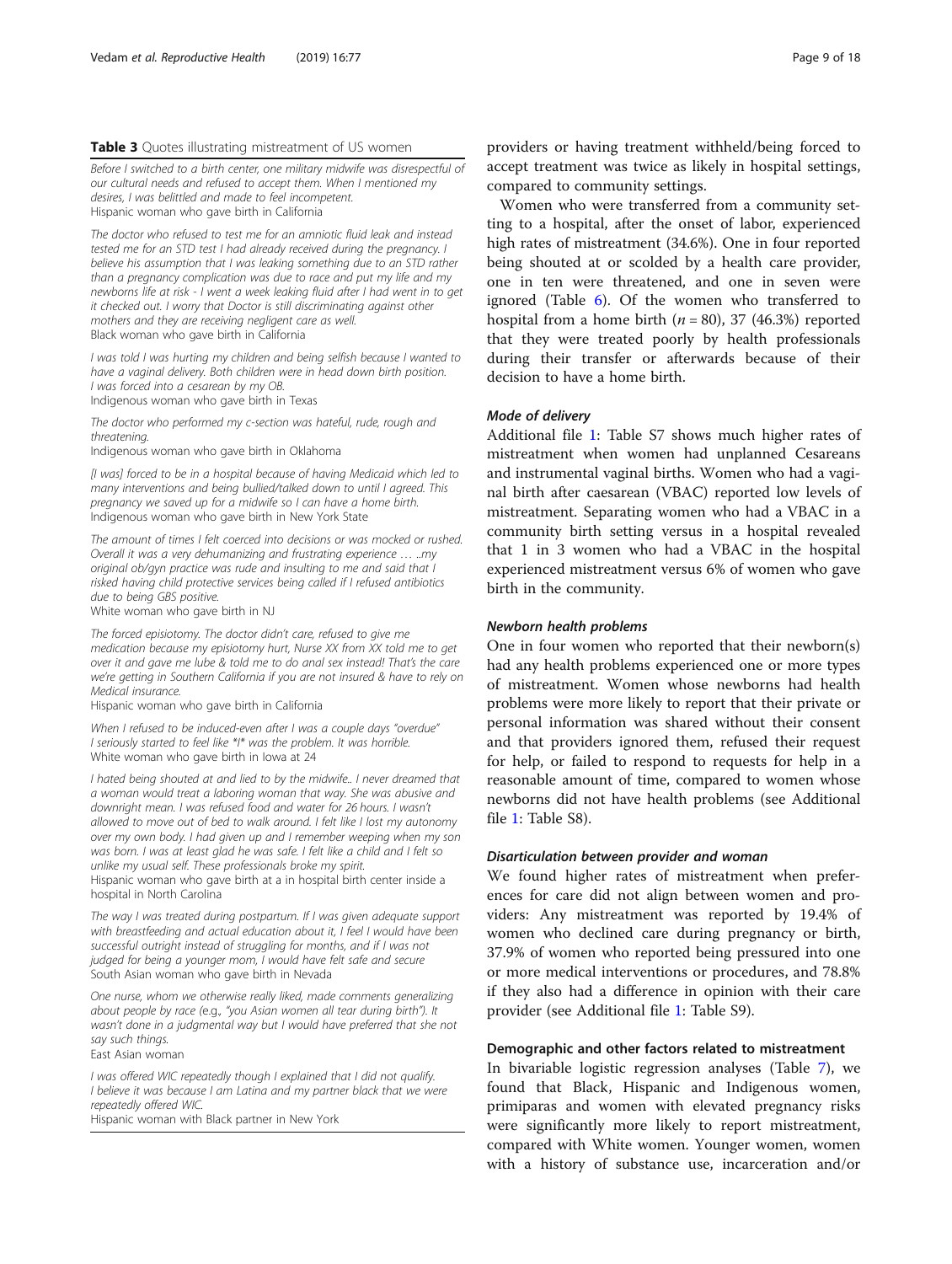**Table 3** Quotes illustrating mistreatment of US women

| |
|---|
| *Before I switched to a birth center, one military midwife was disrespectful of our cultural needs and refused to accept them. When I mentioned my desires, I was belittled and made to feel incompetent.* <br> Hispanic woman who gave birth in California |
| *The doctor who refused to test me for an amniotic fluid leak and instead tested me for an STD test I had already received during the pregnancy. I believe his assumption that I was leaking something due to an STD rather than a pregnancy complication was due to race and put my life and my newborns life at risk - I went a week leaking fluid after I had went in to get it checked out. I worry that Doctor is still discriminating against other mothers and they are receiving negligent care as well.* <br> Black woman who gave birth in California |
| *I was told I was hurting my children and being selfish because I wanted to have a vaginal delivery. Both children were in head down birth position. I was forced into a cesarean by my OB.* <br> Indigenous woman who gave birth in Texas |
| *The doctor who performed my c-section was hateful, rude, rough and threatening.* <br> Indigenous woman who gave birth in Oklahoma |
| *[I was] forced to be in a hospital because of having Medicaid which led to many interventions and being bullied/talked down to until I agreed. This pregnancy we saved up for a midwife so I can have a home birth.* <br> Indigenous woman who gave birth in New York State |
| *The amount of times I felt coerced into decisions or was mocked or rushed. Overall it was a very dehumanizing and frustrating experience … ..my original ob/gyn practice was rude and insulting to me and said that I risked having child protective services being called if I refused antibiotics due to being GBS positive.* <br> White woman who gave birth in NJ |
| *The forced episiotomy. The doctor didn't care, refused to give me medication because my episiotomy hurt, Nurse XX from XX told me to get over it and gave me lube & told me to do anal sex instead! That's the care we're getting in Southern California if you are not insured & have to rely on Medical insurance.* <br> Hispanic woman who gave birth in California |
| *When I refused to be induced-even after I was a couple days "overdue" I seriously started to feel like \*I\* was the problem. It was horrible.* <br> White woman who gave birth in Iowa at 24 |
| *I hated being shouted at and lied to by the midwife.. I never dreamed that a woman would treat a laboring woman that way. She was abusive and downright mean. I was refused food and water for 26 hours. I wasn't allowed to move out of bed to walk around. I felt like I lost my autonomy over my own body. I had given up and I remember weeping when my son was born. I was at least glad he was safe. I felt like a child and I felt so unlike my usual self. These professionals broke my spirit.* <br> Hispanic woman who gave birth at a in hospital birth center inside a hospital in North Carolina |
| *The way I was treated during postpartum. If I was given adequate support with breastfeeding and actual education about it, I feel I would have been successful outright instead of struggling for months, and if I was not judged for being a younger mom, I would have felt safe and secure* <br> South Asian woman who gave birth in Nevada |
| *One nurse, whom we otherwise really liked, made comments generalizing about people by race (e.g., "you Asian women all tear during birth"). It wasn't done in a judgmental way but I would have preferred that she not say such things.* <br> East Asian woman |
| *I was offered WIC repeatedly though I explained that I did not qualify. I believe it was because I am Latina and my partner black that we were repeatedly offered WIC.* <br> Hispanic woman with Black partner in New York |

providers or having treatment withheld/being forced to accept treatment was twice as likely in hospital settings, compared to community settings.

Women who were transferred from a community setting to a hospital, after the onset of labor, experienced high rates of mistreatment (34.6%). One in four reported being shouted at or scolded by a health care provider, one in ten were threatened, and one in seven were ignored (Table 6). Of the women who transferred to hospital from a home birth ($n = 80$), 37 (46.3%) reported that they were treated poorly by health professionals during their transfer or afterwards because of their decision to have a home birth.

#### *Mode of delivery*

Additional file 1: Table S7 shows much higher rates of mistreatment when women had unplanned Cesareans and instrumental vaginal births. Women who had a vaginal birth after caesarean (VBAC) reported low levels of mistreatment. Separating women who had a VBAC in a community birth setting versus in a hospital revealed that 1 in 3 women who had a VBAC in the hospital experienced mistreatment versus 6% of women who gave birth in the community.

#### *Newborn health problems*

One in four women who reported that their newborn(s) had any health problems experienced one or more types of mistreatment. Women whose newborns had health problems were more likely to report that their private or personal information was shared without their consent and that providers ignored them, refused their request for help, or failed to respond to requests for help in a reasonable amount of time, compared to women whose newborns did not have health problems (see Additional file 1: Table S8).

#### *Disarticulation between provider and woman*

We found higher rates of mistreatment when preferences for care did not align between women and providers: Any mistreatment was reported by 19.4% of women who declined care during pregnancy or birth, 37.9% of women who reported being pressured into one or more medical interventions or procedures, and 78.8% if they also had a difference in opinion with their care provider (see Additional file 1: Table S9).

### Demographic and other factors related to mistreatment

In bivariable logistic regression analyses (Table 7), we found that Black, Hispanic and Indigenous women, primiparas and women with elevated pregnancy risks were significantly more likely to report mistreatment, compared with White women. Younger women, women with a history of substance use, incarceration and/or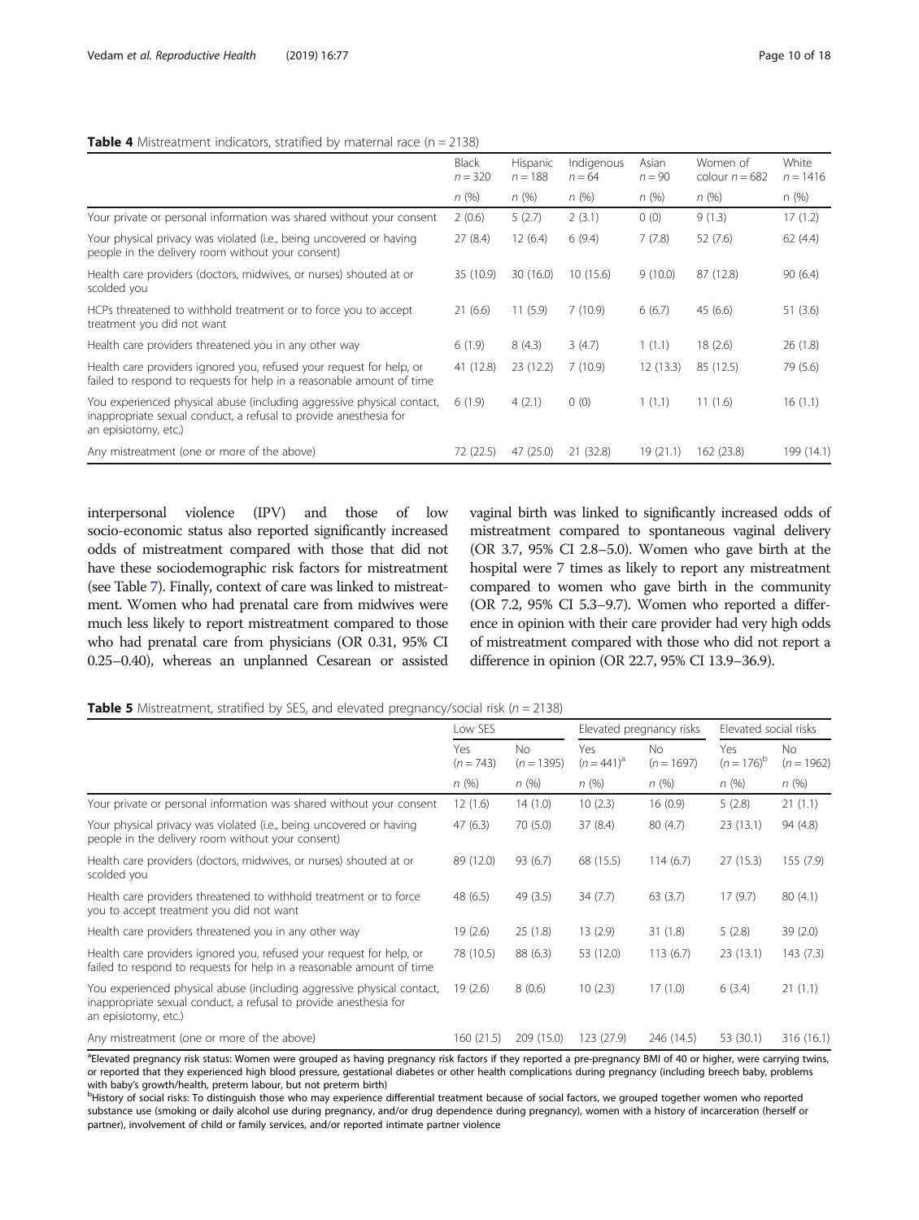**Table 4** Mistreatment indicators, stratified by maternal race (n = 2138)

| | Black $n = 320$ | Hispanic $n = 188$ | Indigenous $n = 64$ | Asian $n = 90$ | Women of colour $n = 682$ | White $n = 1416$ |
|---|---|---|---|---|---|---|
| | *n* (%) | *n* (%) | *n* (%) | *n* (%) | *n* (%) | n (%) |
| Your private or personal information was shared without your consent | 2 (0.6) | 5 (2.7) | 2 (3.1) | 0 (0) | 9 (1.3) | 17 (1.2) |
| Your physical privacy was violated (i.e., being uncovered or having people in the delivery room without your consent) | 27 (8.4) | 12 (6.4) | 6 (9.4) | 7 (7.8) | 52 (7.6) | 62 (4.4) |
| Health care providers (doctors, midwives, or nurses) shouted at or scolded you | 35 (10.9) | 30 (16.0) | 10 (15.6) | 9 (10.0) | 87 (12.8) | 90 (6.4) |
| HCPs threatened to withhold treatment or to force you to accept treatment you did not want | 21 (6.6) | 11 (5.9) | 7 (10.9) | 6 (6.7) | 45 (6.6) | 51 (3.6) |
| Health care providers threatened you in any other way | 6 (1.9) | 8 (4.3) | 3 (4.7) | 1 (1.1) | 18 (2.6) | 26 (1.8) |
| Health care providers ignored you, refused your request for help, or failed to respond to requests for help in a reasonable amount of time | 41 (12.8) | 23 (12.2) | 7 (10.9) | 12 (13.3) | 85 (12.5) | 79 (5.6) |
| You experienced physical abuse (including aggressive physical contact, inappropriate sexual conduct, a refusal to provide anesthesia for an episiotomy, etc.) | 6 (1.9) | 4 (2.1) | 0 (0) | 1 (1.1) | 11 (1.6) | 16 (1.1) |
| Any mistreatment (one or more of the above) | 72 (22.5) | 47 (25.0) | 21 (32.8) | 19 (21.1) | 162 (23.8) | 199 (14.1) |

interpersonal violence (IPV) and those of low socio-economic status also reported significantly increased odds of mistreatment compared with those that did not have these sociodemographic risk factors for mistreatment (see Table 7). Finally, context of care was linked to mistreatment. Women who had prenatal care from midwives were much less likely to report mistreatment compared to those who had prenatal care from physicians (OR 0.31, 95% CI 0.25–0.40), whereas an unplanned Cesarean or assisted vaginal birth was linked to significantly increased odds of mistreatment compared to spontaneous vaginal delivery (OR 3.7, 95% CI 2.8–5.0). Women who gave birth at the hospital were 7 times as likely to report any mistreatment compared to women who gave birth in the community (OR 7.2, 95% CI 5.3–9.7). Women who reported a difference in opinion with their care provider had very high odds of mistreatment compared with those who did not report a difference in opinion (OR 22.7, 95% CI 13.9–36.9).

**Table 5** Mistreatment, stratified by SES, and elevated pregnancy/social risk ($n = 2138$)

| | Low SES | | Elevated pregnancy risks | | Elevated social risks | |
|---|---|---|---|---|---|---|
| | Yes ($n = 743$) | No ($n = 1395$) | Yes ($n = 441$)[a] | No ($n = 1697$) | Yes ($n = 176$)[b] | No ($n = 1962$) |
| | *n* (%) | *n* (%) | *n* (%) | *n* (%) | *n* (%) | *n* (%) |
| Your private or personal information was shared without your consent | 12 (1.6) | 14 (1.0) | 10 (2.3) | 16 (0.9) | 5 (2.8) | 21 (1.1) |
| Your physical privacy was violated (i.e., being uncovered or having people in the delivery room without your consent) | 47 (6.3) | 70 (5.0) | 37 (8.4) | 80 (4.7) | 23 (13.1) | 94 (4.8) |
| Health care providers (doctors, midwives, or nurses) shouted at or scolded you | 89 (12.0) | 93 (6.7) | 68 (15.5) | 114 (6.7) | 27 (15.3) | 155 (7.9) |
| Health care providers threatened to withhold treatment or to force you to accept treatment you did not want | 48 (6.5) | 49 (3.5) | 34 (7.7) | 63 (3.7) | 17 (9.7) | 80 (4.1) |
| Health care providers threatened you in any other way | 19 (2.6) | 25 (1.8) | 13 (2.9) | 31 (1.8) | 5 (2.8) | 39 (2.0) |
| Health care providers ignored you, refused your request for help, or failed to respond to requests for help in a reasonable amount of time | 78 (10.5) | 88 (6.3) | 53 (12.0) | 113 (6.7) | 23 (13.1) | 143 (7.3) |
| You experienced physical abuse (including aggressive physical contact, inappropriate sexual conduct, a refusal to provide anesthesia for an episiotomy, etc.) | 19 (2.6) | 8 (0.6) | 10 (2.3) | 17 (1.0) | 6 (3.4) | 21 (1.1) |
| Any mistreatment (one or more of the above) | 160 (21.5) | 209 (15.0) | 123 (27.9) | 246 (14.5) | 53 (30.1) | 316 (16.1) |

[a]Elevated pregnancy risk status: Women were grouped as having pregnancy risk factors if they reported a pre-pregnancy BMI of 40 or higher, were carrying twins, or reported that they experienced high blood pressure, gestational diabetes or other health complications during pregnancy (including breech baby, problems with baby's growth/health, preterm labour, but not preterm birth)

[b]History of social risks: To distinguish those who may experience differential treatment because of social factors, we grouped together women who reported substance use (smoking or daily alcohol use during pregnancy, and/or drug dependence during pregnancy), women with a history of incarceration (herself or partner), involvement of child or family services, and/or reported intimate partner violence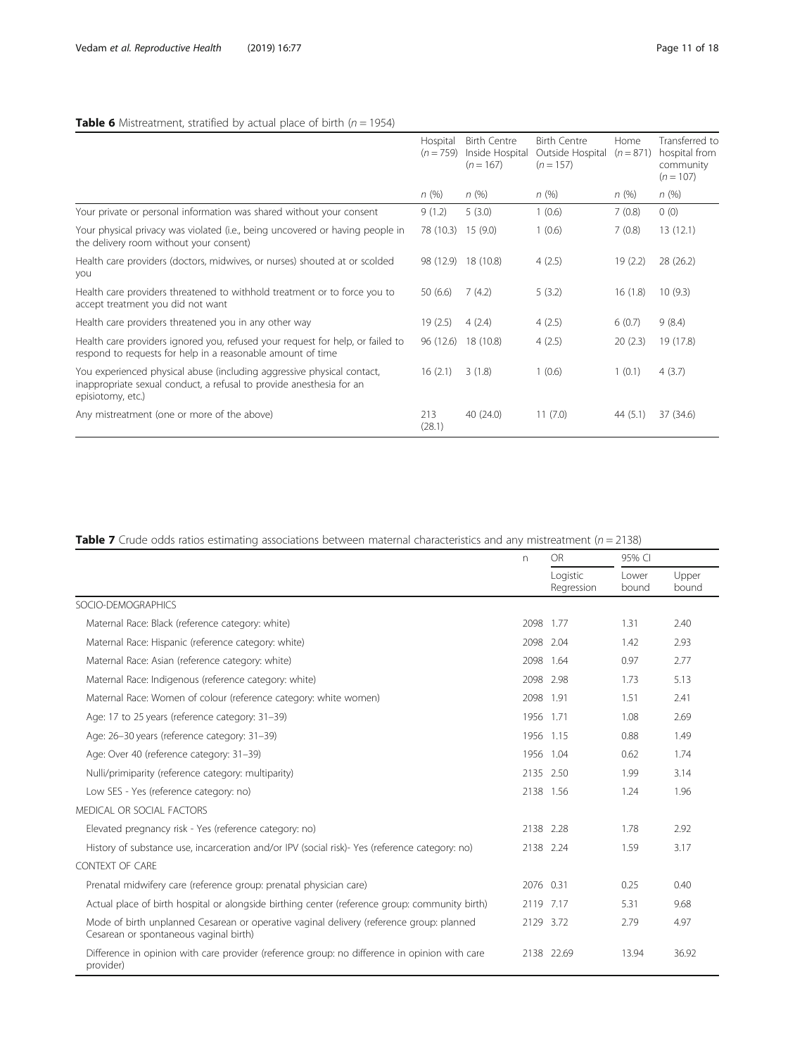**Table 6** Mistreatment, stratified by actual place of birth ($n = 1954$)

| | Hospital ($n = 759$) | Birth Centre Inside Hospital ($n = 167$) | Birth Centre Outside Hospital ($n = 157$) | Home ($n = 871$) | Transferred to hospital from community ($n = 107$) |
|---|---|---|---|---|---|
| | *n* (%) | *n* (%) | *n* (%) | *n* (%) | *n* (%) |
| Your private or personal information was shared without your consent | 9 (1.2) | 5 (3.0) | 1 (0.6) | 7 (0.8) | 0 (0) |
| Your physical privacy was violated (i.e., being uncovered or having people in the delivery room without your consent) | 78 (10.3) | 15 (9.0) | 1 (0.6) | 7 (0.8) | 13 (12.1) |
| Health care providers (doctors, midwives, or nurses) shouted at or scolded you | 98 (12.9) | 18 (10.8) | 4 (2.5) | 19 (2.2) | 28 (26.2) |
| Health care providers threatened to withhold treatment or to force you to accept treatment you did not want | 50 (6.6) | 7 (4.2) | 5 (3.2) | 16 (1.8) | 10 (9.3) |
| Health care providers threatened you in any other way | 19 (2.5) | 4 (2.4) | 4 (2.5) | 6 (0.7) | 9 (8.4) |
| Health care providers ignored you, refused your request for help, or failed to respond to requests for help in a reasonable amount of time | 96 (12.6) | 18 (10.8) | 4 (2.5) | 20 (2.3) | 19 (17.8) |
| You experienced physical abuse (including aggressive physical contact, inappropriate sexual conduct, a refusal to provide anesthesia for an episiotomy, etc.) | 16 (2.1) | 3 (1.8) | 1 (0.6) | 1 (0.1) | 4 (3.7) |
| Any mistreatment (one or more of the above) | 213 (28.1) | 40 (24.0) | 11 (7.0) | 44 (5.1) | 37 (34.6) |

**Table 7** Crude odds ratios estimating associations between maternal characteristics and any mistreatment ($n = 2138$)

| | n | OR | 95% CI | |
|---|---|---|---|---|
| | | Logistic Regression | Lower bound | Upper bound |
| SOCIO-DEMOGRAPHICS | | | | |
| Maternal Race: Black (reference category: white) | 2098 | 1.77 | 1.31 | 2.40 |
| Maternal Race: Hispanic (reference category: white) | 2098 | 2.04 | 1.42 | 2.93 |
| Maternal Race: Asian (reference category: white) | 2098 | 1.64 | 0.97 | 2.77 |
| Maternal Race: Indigenous (reference category: white) | 2098 | 2.98 | 1.73 | 5.13 |
| Maternal Race: Women of colour (reference category: white women) | 2098 | 1.91 | 1.51 | 2.41 |
| Age: 17 to 25 years (reference category: 31–39) | 1956 | 1.71 | 1.08 | 2.69 |
| Age: 26–30 years (reference category: 31–39) | 1956 | 1.15 | 0.88 | 1.49 |
| Age: Over 40 (reference category: 31–39) | 1956 | 1.04 | 0.62 | 1.74 |
| Nulli/primiparity (reference category: multiparity) | 2135 | 2.50 | 1.99 | 3.14 |
| Low SES - Yes (reference category: no) | 2138 | 1.56 | 1.24 | 1.96 |
| MEDICAL OR SOCIAL FACTORS | | | | |
| Elevated pregnancy risk - Yes (reference category: no) | 2138 | 2.28 | 1.78 | 2.92 |
| History of substance use, incarceration and/or IPV (social risk)- Yes (reference category: no) | 2138 | 2.24 | 1.59 | 3.17 |
| CONTEXT OF CARE | | | | |
| Prenatal midwifery care (reference group: prenatal physician care) | 2076 | 0.31 | 0.25 | 0.40 |
| Actual place of birth hospital or alongside birthing center (reference group: community birth) | 2119 | 7.17 | 5.31 | 9.68 |
| Mode of birth unplanned Cesarean or operative vaginal delivery (reference group: planned Cesarean or spontaneous vaginal birth) | 2129 | 3.72 | 2.79 | 4.97 |
| Difference in opinion with care provider (reference group: no difference in opinion with care provider) | 2138 | 22.69 | 13.94 | 36.92 |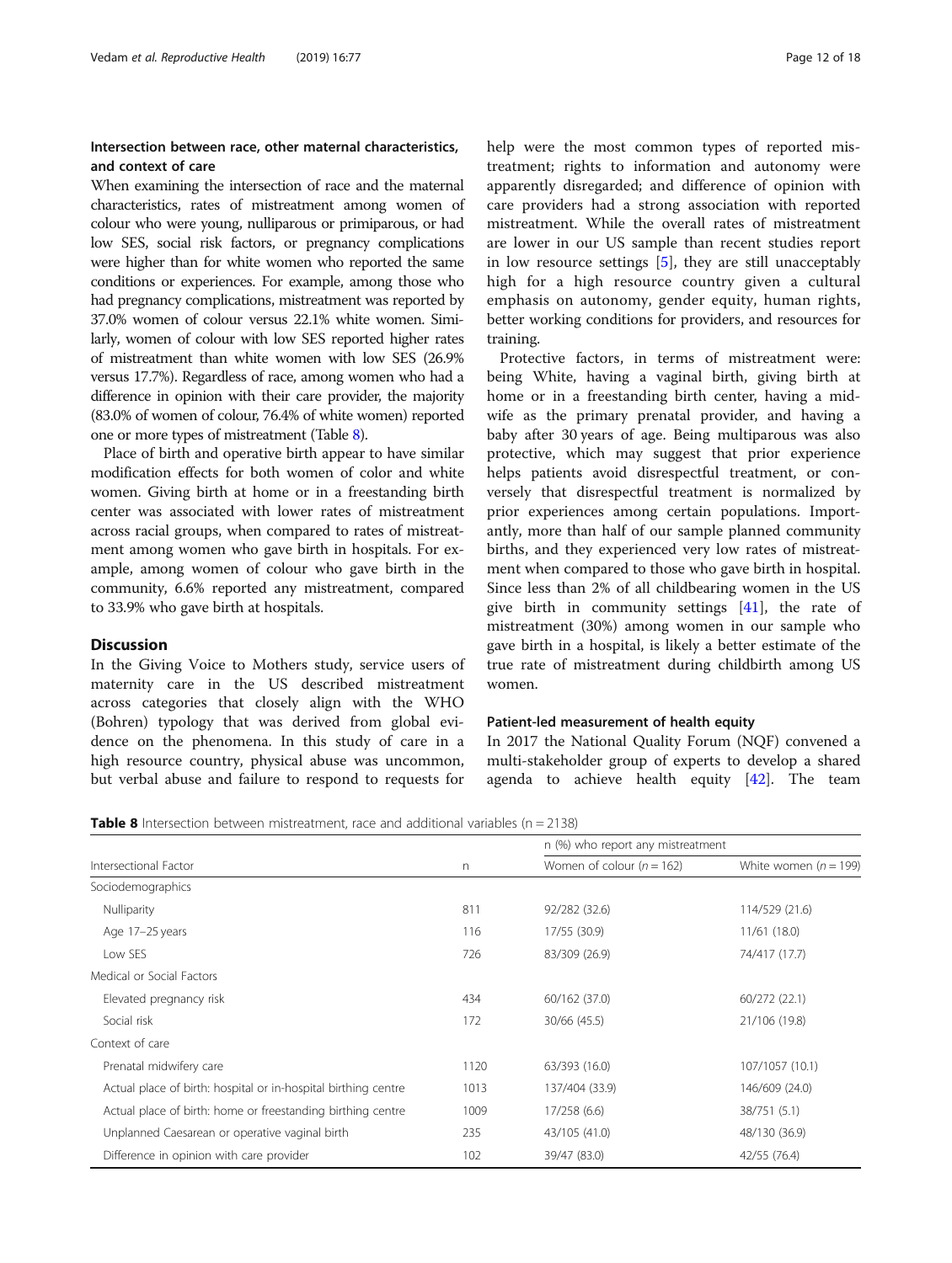### Intersection between race, other maternal characteristics, and context of care

When examining the intersection of race and the maternal characteristics, rates of mistreatment among women of colour who were young, nulliparous or primiparous, or had low SES, social risk factors, or pregnancy complications were higher than for white women who reported the same conditions or experiences. For example, among those who had pregnancy complications, mistreatment was reported by 37.0% women of colour versus 22.1% white women. Similarly, women of colour with low SES reported higher rates of mistreatment than white women with low SES (26.9% versus 17.7%). Regardless of race, among women who had a difference in opinion with their care provider, the majority (83.0% of women of colour, 76.4% of white women) reported one or more types of mistreatment (Table 8).

Place of birth and operative birth appear to have similar modification effects for both women of color and white women. Giving birth at home or in a freestanding birth center was associated with lower rates of mistreatment across racial groups, when compared to rates of mistreatment among women who gave birth in hospitals. For example, among women of colour who gave birth in the community, 6.6% reported any mistreatment, compared to 33.9% who gave birth at hospitals.

## Discussion

In the Giving Voice to Mothers study, service users of maternity care in the US described mistreatment across categories that closely align with the WHO (Bohren) typology that was derived from global evidence on the phenomena. In this study of care in a high resource country, physical abuse was uncommon, but verbal abuse and failure to respond to requests for help were the most common types of reported mistreatment; rights to information and autonomy were apparently disregarded; and difference of opinion with care providers had a strong association with reported mistreatment. While the overall rates of mistreatment are lower in our US sample than recent studies report in low resource settings [5], they are still unacceptably high for a high resource country given a cultural emphasis on autonomy, gender equity, human rights, better working conditions for providers, and resources for training.

Protective factors, in terms of mistreatment were: being White, having a vaginal birth, giving birth at home or in a freestanding birth center, having a midwife as the primary prenatal provider, and having a baby after 30 years of age. Being multiparous was also protective, which may suggest that prior experience helps patients avoid disrespectful treatment, or conversely that disrespectful treatment is normalized by prior experiences among certain populations. Importantly, more than half of our sample planned community births, and they experienced very low rates of mistreatment when compared to those who gave birth in hospital. Since less than 2% of all childbearing women in the US give birth in community settings [41], the rate of mistreatment (30%) among women in our sample who gave birth in a hospital, is likely a better estimate of the true rate of mistreatment during childbirth among US women.

### Patient-led measurement of health equity

In 2017 the National Quality Forum (NQF) convened a multi-stakeholder group of experts to develop a shared agenda to achieve health equity [42]. The team

**Table 8** Intersection between mistreatment, race and additional variables (n = 2138)

| Intersectional Factor | n | n (%) who report any mistreatment | |
|---|---|---|---|
| | | Women of colour (n = 162) | White women (n = 199) |
| Sociodemographics | | | |
| Nulliparity | 811 | 92/282 (32.6) | 114/529 (21.6) |
| Age 17–25 years | 116 | 17/55 (30.9) | 11/61 (18.0) |
| Low SES | 726 | 83/309 (26.9) | 74/417 (17.7) |
| Medical or Social Factors | | | |
| Elevated pregnancy risk | 434 | 60/162 (37.0) | 60/272 (22.1) |
| Social risk | 172 | 30/66 (45.5) | 21/106 (19.8) |
| Context of care | | | |
| Prenatal midwifery care | 1120 | 63/393 (16.0) | 107/1057 (10.1) |
| Actual place of birth: hospital or in-hospital birthing centre | 1013 | 137/404 (33.9) | 146/609 (24.0) |
| Actual place of birth: home or freestanding birthing centre | 1009 | 17/258 (6.6) | 38/751 (5.1) |
| Unplanned Caesarean or operative vaginal birth | 235 | 43/105 (41.0) | 48/130 (36.9) |
| Difference in opinion with care provider | 102 | 39/47 (83.0) | 42/55 (76.4) |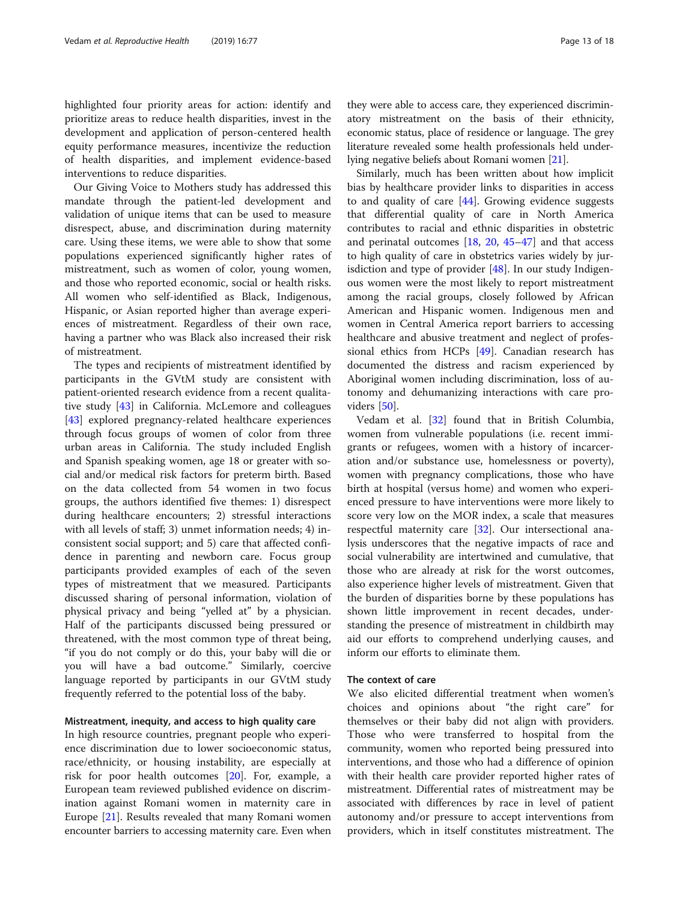highlighted four priority areas for action: identify and prioritize areas to reduce health disparities, invest in the development and application of person-centered health equity performance measures, incentivize the reduction of health disparities, and implement evidence-based interventions to reduce disparities.

Our Giving Voice to Mothers study has addressed this mandate through the patient-led development and validation of unique items that can be used to measure disrespect, abuse, and discrimination during maternity care. Using these items, we were able to show that some populations experienced significantly higher rates of mistreatment, such as women of color, young women, and those who reported economic, social or health risks. All women who self-identified as Black, Indigenous, Hispanic, or Asian reported higher than average experiences of mistreatment. Regardless of their own race, having a partner who was Black also increased their risk of mistreatment.

The types and recipients of mistreatment identified by participants in the GVtM study are consistent with patient-oriented research evidence from a recent qualitative study [43] in California. McLemore and colleagues [43] explored pregnancy-related healthcare experiences through focus groups of women of color from three urban areas in California. The study included English and Spanish speaking women, age 18 or greater with social and/or medical risk factors for preterm birth. Based on the data collected from 54 women in two focus groups, the authors identified five themes: 1) disrespect during healthcare encounters; 2) stressful interactions with all levels of staff; 3) unmet information needs; 4) inconsistent social support; and 5) care that affected confidence in parenting and newborn care. Focus group participants provided examples of each of the seven types of mistreatment that we measured. Participants discussed sharing of personal information, violation of physical privacy and being "yelled at" by a physician. Half of the participants discussed being pressured or threatened, with the most common type of threat being, "if you do not comply or do this, your baby will die or you will have a bad outcome." Similarly, coercive language reported by participants in our GVtM study frequently referred to the potential loss of the baby.

#### Mistreatment, inequity, and access to high quality care

In high resource countries, pregnant people who experience discrimination due to lower socioeconomic status, race/ethnicity, or housing instability, are especially at risk for poor health outcomes [20]. For, example, a European team reviewed published evidence on discrimination against Romani women in maternity care in Europe [21]. Results revealed that many Romani women encounter barriers to accessing maternity care. Even when they were able to access care, they experienced discriminatory mistreatment on the basis of their ethnicity, economic status, place of residence or language. The grey literature revealed some health professionals held underlying negative beliefs about Romani women [21].

Similarly, much has been written about how implicit bias by healthcare provider links to disparities in access to and quality of care [44]. Growing evidence suggests that differential quality of care in North America contributes to racial and ethnic disparities in obstetric and perinatal outcomes [18, 20, 45–47] and that access to high quality of care in obstetrics varies widely by jurisdiction and type of provider [48]. In our study Indigenous women were the most likely to report mistreatment among the racial groups, closely followed by African American and Hispanic women. Indigenous men and women in Central America report barriers to accessing healthcare and abusive treatment and neglect of professional ethics from HCPs [49]. Canadian research has documented the distress and racism experienced by Aboriginal women including discrimination, loss of autonomy and dehumanizing interactions with care providers [50].

Vedam et al. [32] found that in British Columbia, women from vulnerable populations (i.e. recent immigrants or refugees, women with a history of incarceration and/or substance use, homelessness or poverty), women with pregnancy complications, those who have birth at hospital (versus home) and women who experienced pressure to have interventions were more likely to score very low on the MOR index, a scale that measures respectful maternity care [32]. Our intersectional analysis underscores that the negative impacts of race and social vulnerability are intertwined and cumulative, that those who are already at risk for the worst outcomes, also experience higher levels of mistreatment. Given that the burden of disparities borne by these populations has shown little improvement in recent decades, understanding the presence of mistreatment in childbirth may aid our efforts to comprehend underlying causes, and inform our efforts to eliminate them.

### The context of care

We also elicited differential treatment when women's choices and opinions about "the right care" for themselves or their baby did not align with providers. Those who were transferred to hospital from the community, women who reported being pressured into interventions, and those who had a difference of opinion with their health care provider reported higher rates of mistreatment. Differential rates of mistreatment may be associated with differences by race in level of patient autonomy and/or pressure to accept interventions from providers, which in itself constitutes mistreatment. The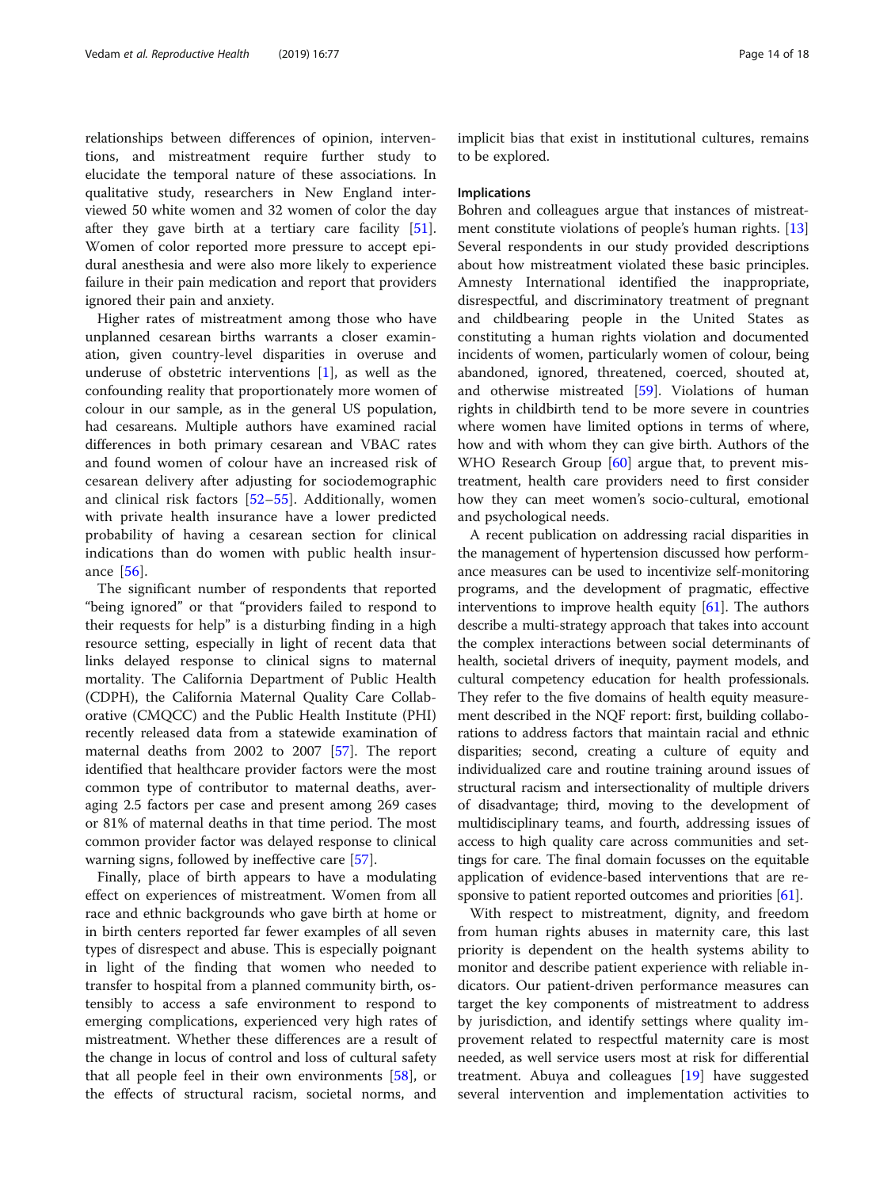relationships between differences of opinion, interventions, and mistreatment require further study to elucidate the temporal nature of these associations. In qualitative study, researchers in New England interviewed 50 white women and 32 women of color the day after they gave birth at a tertiary care facility [51]. Women of color reported more pressure to accept epidural anesthesia and were also more likely to experience failure in their pain medication and report that providers ignored their pain and anxiety.

Higher rates of mistreatment among those who have unplanned cesarean births warrants a closer examination, given country-level disparities in overuse and underuse of obstetric interventions [1], as well as the confounding reality that proportionately more women of colour in our sample, as in the general US population, had cesareans. Multiple authors have examined racial differences in both primary cesarean and VBAC rates and found women of colour have an increased risk of cesarean delivery after adjusting for sociodemographic and clinical risk factors [52–55]. Additionally, women with private health insurance have a lower predicted probability of having a cesarean section for clinical indications than do women with public health insurance [56].

The significant number of respondents that reported "being ignored" or that "providers failed to respond to their requests for help" is a disturbing finding in a high resource setting, especially in light of recent data that links delayed response to clinical signs to maternal mortality. The California Department of Public Health (CDPH), the California Maternal Quality Care Collaborative (CMQCC) and the Public Health Institute (PHI) recently released data from a statewide examination of maternal deaths from 2002 to 2007 [57]. The report identified that healthcare provider factors were the most common type of contributor to maternal deaths, averaging 2.5 factors per case and present among 269 cases or 81% of maternal deaths in that time period. The most common provider factor was delayed response to clinical warning signs, followed by ineffective care [57].

Finally, place of birth appears to have a modulating effect on experiences of mistreatment. Women from all race and ethnic backgrounds who gave birth at home or in birth centers reported far fewer examples of all seven types of disrespect and abuse. This is especially poignant in light of the finding that women who needed to transfer to hospital from a planned community birth, ostensibly to access a safe environment to respond to emerging complications, experienced very high rates of mistreatment. Whether these differences are a result of the change in locus of control and loss of cultural safety that all people feel in their own environments [58], or the effects of structural racism, societal norms, and implicit bias that exist in institutional cultures, remains to be explored.

## Implications

Bohren and colleagues argue that instances of mistreatment constitute violations of people's human rights. [13] Several respondents in our study provided descriptions about how mistreatment violated these basic principles. Amnesty International identified the inappropriate, disrespectful, and discriminatory treatment of pregnant and childbearing people in the United States as constituting a human rights violation and documented incidents of women, particularly women of colour, being abandoned, ignored, threatened, coerced, shouted at, and otherwise mistreated [59]. Violations of human rights in childbirth tend to be more severe in countries where women have limited options in terms of where, how and with whom they can give birth. Authors of the WHO Research Group [60] argue that, to prevent mistreatment, health care providers need to first consider how they can meet women's socio-cultural, emotional and psychological needs.

A recent publication on addressing racial disparities in the management of hypertension discussed how performance measures can be used to incentivize self-monitoring programs, and the development of pragmatic, effective interventions to improve health equity [61]. The authors describe a multi-strategy approach that takes into account the complex interactions between social determinants of health, societal drivers of inequity, payment models, and cultural competency education for health professionals. They refer to the five domains of health equity measurement described in the NQF report: first, building collaborations to address factors that maintain racial and ethnic disparities; second, creating a culture of equity and individualized care and routine training around issues of structural racism and intersectionality of multiple drivers of disadvantage; third, moving to the development of multidisciplinary teams, and fourth, addressing issues of access to high quality care across communities and settings for care. The final domain focusses on the equitable application of evidence-based interventions that are responsive to patient reported outcomes and priorities [61].

With respect to mistreatment, dignity, and freedom from human rights abuses in maternity care, this last priority is dependent on the health systems ability to monitor and describe patient experience with reliable indicators. Our patient-driven performance measures can target the key components of mistreatment to address by jurisdiction, and identify settings where quality improvement related to respectful maternity care is most needed, as well service users most at risk for differential treatment. Abuya and colleagues [19] have suggested several intervention and implementation activities to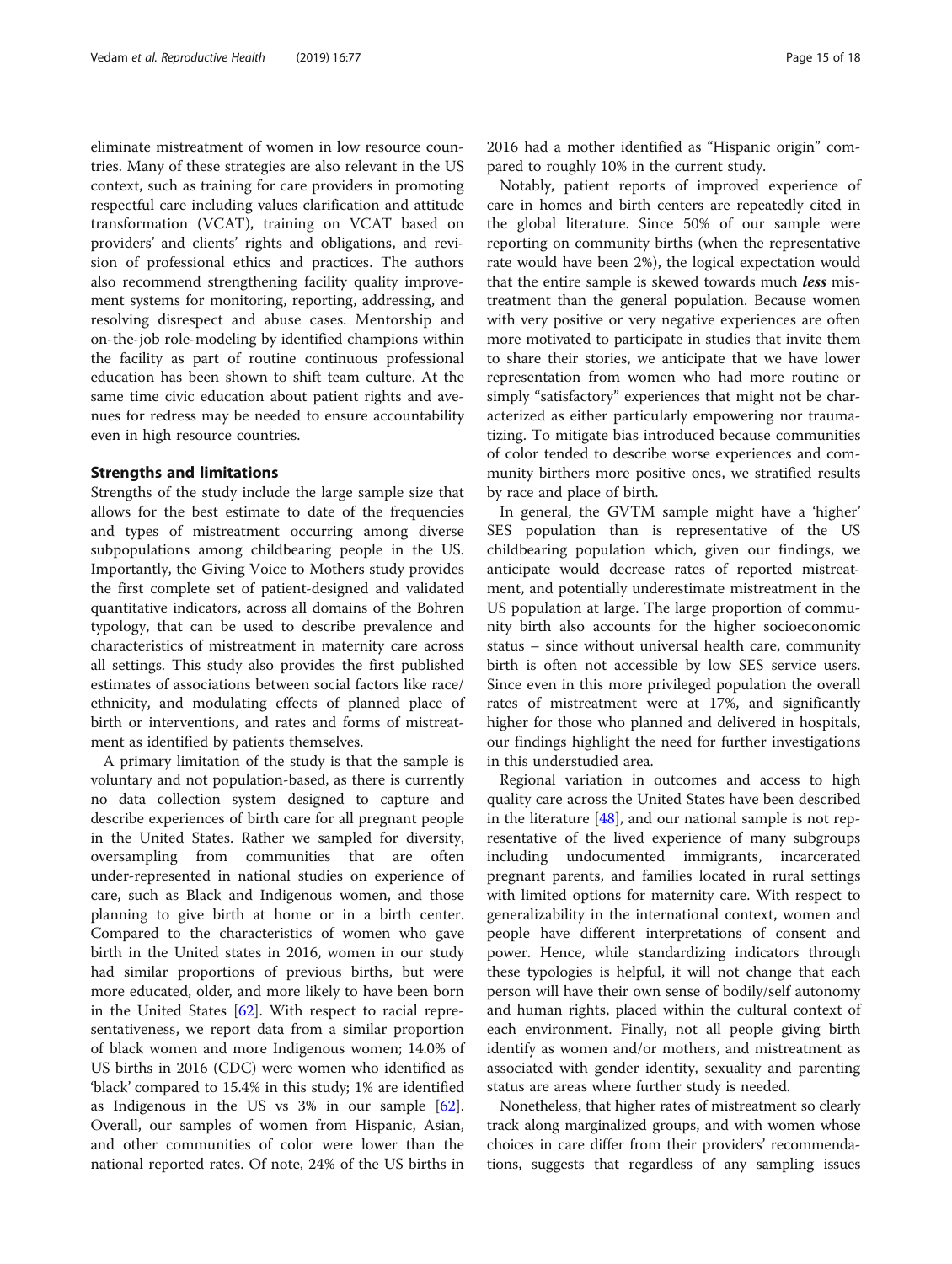eliminate mistreatment of women in low resource countries. Many of these strategies are also relevant in the US context, such as training for care providers in promoting respectful care including values clarification and attitude transformation (VCAT), training on VCAT based on providers' and clients' rights and obligations, and revision of professional ethics and practices. The authors also recommend strengthening facility quality improvement systems for monitoring, reporting, addressing, and resolving disrespect and abuse cases. Mentorship and on-the-job role-modeling by identified champions within the facility as part of routine continuous professional education has been shown to shift team culture. At the same time civic education about patient rights and avenues for redress may be needed to ensure accountability even in high resource countries.

## Strengths and limitations

Strengths of the study include the large sample size that allows for the best estimate to date of the frequencies and types of mistreatment occurring among diverse subpopulations among childbearing people in the US. Importantly, the Giving Voice to Mothers study provides the first complete set of patient-designed and validated quantitative indicators, across all domains of the Bohren typology, that can be used to describe prevalence and characteristics of mistreatment in maternity care across all settings. This study also provides the first published estimates of associations between social factors like race/ethnicity, and modulating effects of planned place of birth or interventions, and rates and forms of mistreatment as identified by patients themselves.

A primary limitation of the study is that the sample is voluntary and not population-based, as there is currently no data collection system designed to capture and describe experiences of birth care for all pregnant people in the United States. Rather we sampled for diversity, oversampling from communities that are often under-represented in national studies on experience of care, such as Black and Indigenous women, and those planning to give birth at home or in a birth center. Compared to the characteristics of women who gave birth in the United states in 2016, women in our study had similar proportions of previous births, but were more educated, older, and more likely to have been born in the United States [62]. With respect to racial representativeness, we report data from a similar proportion of black women and more Indigenous women; 14.0% of US births in 2016 (CDC) were women who identified as 'black' compared to 15.4% in this study; 1% are identified as Indigenous in the US vs 3% in our sample [62]. Overall, our samples of women from Hispanic, Asian, and other communities of color were lower than the national reported rates. Of note, 24% of the US births in 2016 had a mother identified as "Hispanic origin" compared to roughly 10% in the current study.

Notably, patient reports of improved experience of care in homes and birth centers are repeatedly cited in the global literature. Since 50% of our sample were reporting on community births (when the representative rate would have been 2%), the logical expectation would that the entire sample is skewed towards much ***less*** mistreatment than the general population. Because women with very positive or very negative experiences are often more motivated to participate in studies that invite them to share their stories, we anticipate that we have lower representation from women who had more routine or simply "satisfactory" experiences that might not be characterized as either particularly empowering nor traumatizing. To mitigate bias introduced because communities of color tended to describe worse experiences and community birthers more positive ones, we stratified results by race and place of birth.

In general, the GVTM sample might have a 'higher' SES population than is representative of the US childbearing population which, given our findings, we anticipate would decrease rates of reported mistreatment, and potentially underestimate mistreatment in the US population at large. The large proportion of community birth also accounts for the higher socioeconomic status – since without universal health care, community birth is often not accessible by low SES service users. Since even in this more privileged population the overall rates of mistreatment were at 17%, and significantly higher for those who planned and delivered in hospitals, our findings highlight the need for further investigations in this understudied area.

Regional variation in outcomes and access to high quality care across the United States have been described in the literature [48], and our national sample is not representative of the lived experience of many subgroups including undocumented immigrants, incarcerated pregnant parents, and families located in rural settings with limited options for maternity care. With respect to generalizability in the international context, women and people have different interpretations of consent and power. Hence, while standardizing indicators through these typologies is helpful, it will not change that each person will have their own sense of bodily/self autonomy and human rights, placed within the cultural context of each environment. Finally, not all people giving birth identify as women and/or mothers, and mistreatment as associated with gender identity, sexuality and parenting status are areas where further study is needed.

Nonetheless, that higher rates of mistreatment so clearly track along marginalized groups, and with women whose choices in care differ from their providers' recommendations, suggests that regardless of any sampling issues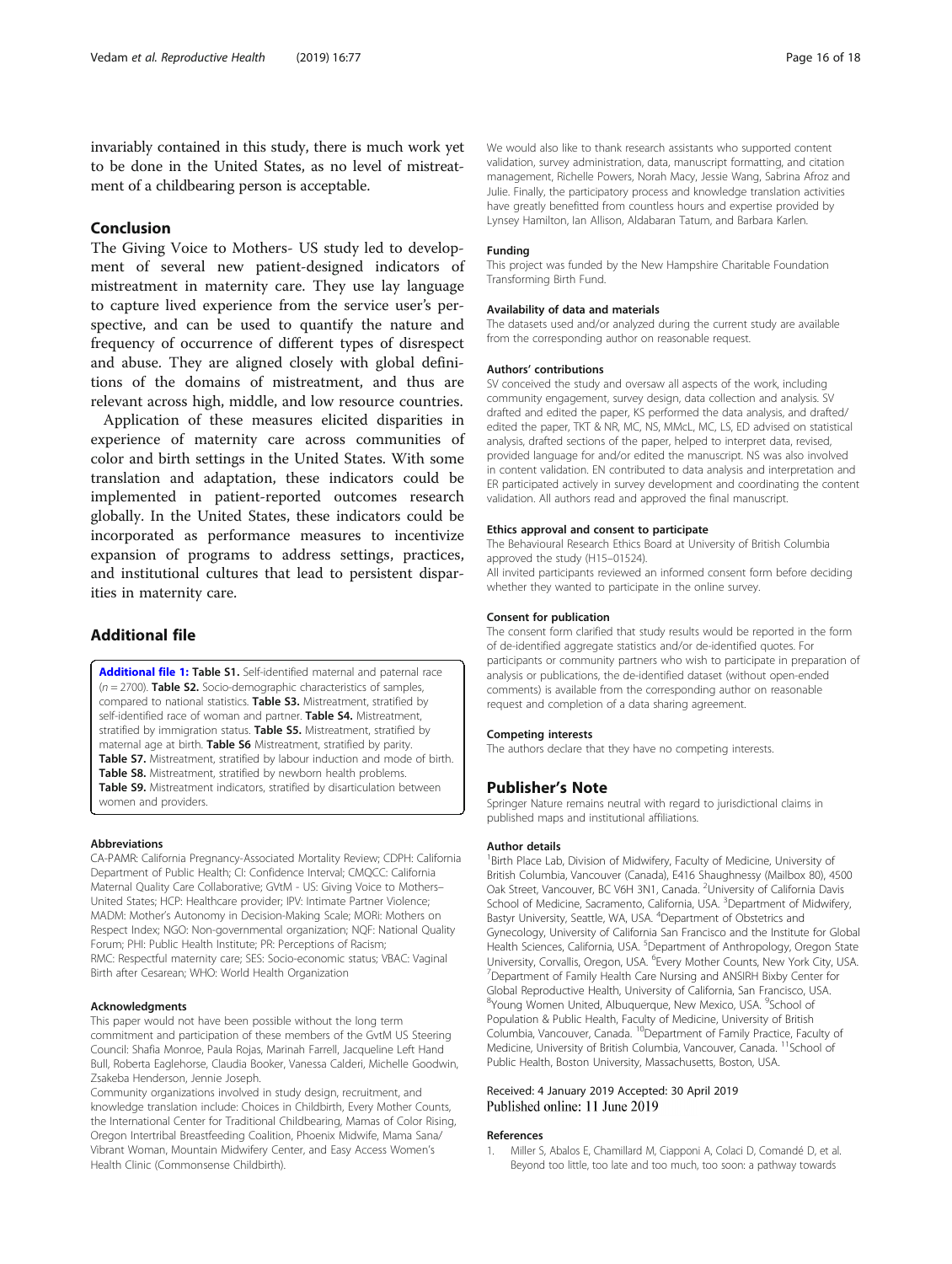invariably contained in this study, there is much work yet to be done in the United States, as no level of mistreatment of a childbearing person is acceptable.

## Conclusion

The Giving Voice to Mothers- US study led to development of several new patient-designed indicators of mistreatment in maternity care. They use lay language to capture lived experience from the service user's perspective, and can be used to quantify the nature and frequency of occurrence of different types of disrespect and abuse. They are aligned closely with global definitions of the domains of mistreatment, and thus are relevant across high, middle, and low resource countries.

Application of these measures elicited disparities in experience of maternity care across communities of color and birth settings in the United States. With some translation and adaptation, these indicators could be implemented in patient-reported outcomes research globally. In the United States, these indicators could be incorporated as performance measures to incentivize expansion of programs to address settings, practices, and institutional cultures that lead to persistent disparities in maternity care.

## Additional file

**Additional file 1: Table S1.** Self-identified maternal and paternal race ($n = 2700$). **Table S2.** Socio-demographic characteristics of samples, compared to national statistics. **Table S3.** Mistreatment, stratified by self-identified race of woman and partner. **Table S4.** Mistreatment, stratified by immigration status. **Table S5.** Mistreatment, stratified by maternal age at birth. **Table S6** Mistreatment, stratified by parity. **Table S7.** Mistreatment, stratified by labour induction and mode of birth. **Table S8.** Mistreatment, stratified by newborn health problems. **Table S9.** Mistreatment indicators, stratified by disarticulation between women and providers.

#### Abbreviations

CA-PAMR: California Pregnancy-Associated Mortality Review; CDPH: California Department of Public Health; CI: Confidence Interval; CMQCC: California Maternal Quality Care Collaborative; GVtM - US: Giving Voice to Mothers–United States; HCP: Healthcare provider; IPV: Intimate Partner Violence; MADM: Mother's Autonomy in Decision-Making Scale; MORi: Mothers on Respect Index; NGO: Non-governmental organization; NQF: National Quality Forum; PHI: Public Health Institute; PR: Perceptions of Racism; RMC: Respectful maternity care; SES: Socio-economic status; VBAC: Vaginal Birth after Cesarean; WHO: World Health Organization

#### Acknowledgments

This paper would not have been possible without the long term commitment and participation of these members of the GvtM US Steering Council: Shafia Monroe, Paula Rojas, Marinah Farrell, Jacqueline Left Hand Bull, Roberta Eaglehorse, Claudia Booker, Vanessa Calderi, Michelle Goodwin, Zsakeba Henderson, Jennie Joseph.

Community organizations involved in study design, recruitment, and knowledge translation include: Choices in Childbirth, Every Mother Counts, the International Center for Traditional Childbearing, Mamas of Color Rising, Oregon Intertribal Breastfeeding Coalition, Phoenix Midwife, Mama Sana/ Vibrant Woman, Mountain Midwifery Center, and Easy Access Women's Health Clinic (Commonsense Childbirth).

We would also like to thank research assistants who supported content validation, survey administration, data, manuscript formatting, and citation management, Richelle Powers, Norah Macy, Jessie Wang, Sabrina Afroz and Julie. Finally, the participatory process and knowledge translation activities have greatly benefitted from countless hours and expertise provided by Lynsey Hamilton, Ian Allison, Aldabaran Tatum, and Barbara Karlen.

#### Funding

This project was funded by the New Hampshire Charitable Foundation Transforming Birth Fund.

#### Availability of data and materials

The datasets used and/or analyzed during the current study are available from the corresponding author on reasonable request.

#### Authors' contributions

SV conceived the study and oversaw all aspects of the work, including community engagement, survey design, data collection and analysis. SV drafted and edited the paper, KS performed the data analysis, and drafted/ edited the paper, TKT & NR, MC, NS, MMcL, MC, LS, ED advised on statistical analysis, drafted sections of the paper, helped to interpret data, revised, provided language for and/or edited the manuscript. NS was also involved in content validation. EN contributed to data analysis and interpretation and ER participated actively in survey development and coordinating the content validation. All authors read and approved the final manuscript.

#### Ethics approval and consent to participate

The Behavioural Research Ethics Board at University of British Columbia approved the study (H15–01524).

All invited participants reviewed an informed consent form before deciding whether they wanted to participate in the online survey.

#### Consent for publication

The consent form clarified that study results would be reported in the form of de-identified aggregate statistics and/or de-identified quotes. For participants or community partners who wish to participate in preparation of analysis or publications, the de-identified dataset (without open-ended comments) is available from the corresponding author on reasonable request and completion of a data sharing agreement.

#### Competing interests

The authors declare that they have no competing interests.

## Publisher's Note

Springer Nature remains neutral with regard to jurisdictional claims in published maps and institutional affiliations.

#### Author details

[1]Birth Place Lab, Division of Midwifery, Faculty of Medicine, University of British Columbia, Vancouver (Canada), E416 Shaughnessy (Mailbox 80), 4500 Oak Street, Vancouver, BC V6H 3N1, Canada. [2]University of California Davis School of Medicine, Sacramento, California, USA. [3]Department of Midwifery, Bastyr University, Seattle, WA, USA. [4]Department of Obstetrics and Gynecology, University of California San Francisco and the Institute for Global Health Sciences, California, USA. [5]Department of Anthropology, Oregon State University, Corvallis, Oregon, USA. [6]Every Mother Counts, New York City, USA. [7]Department of Family Health Care Nursing and ANSIRH Bixby Center for Global Reproductive Health, University of California, San Francisco, USA. [8]Young Women United, Albuquerque, New Mexico, USA. [9]School of Population & Public Health, Faculty of Medicine, University of British Columbia, Vancouver, Canada. [10]Department of Family Practice, Faculty of Medicine, University of British Columbia, Vancouver, Canada. [11]School of Public Health, Boston University, Massachusetts, Boston, USA.

Received: 4 January 2019 Accepted: 30 April 2019
Published online: 11 June 2019

#### References

1. Miller S, Abalos E, Chamillard M, Ciapponi A, Colaci D, Comandé D, et al. Beyond too little, too late and too much, too soon: a pathway towards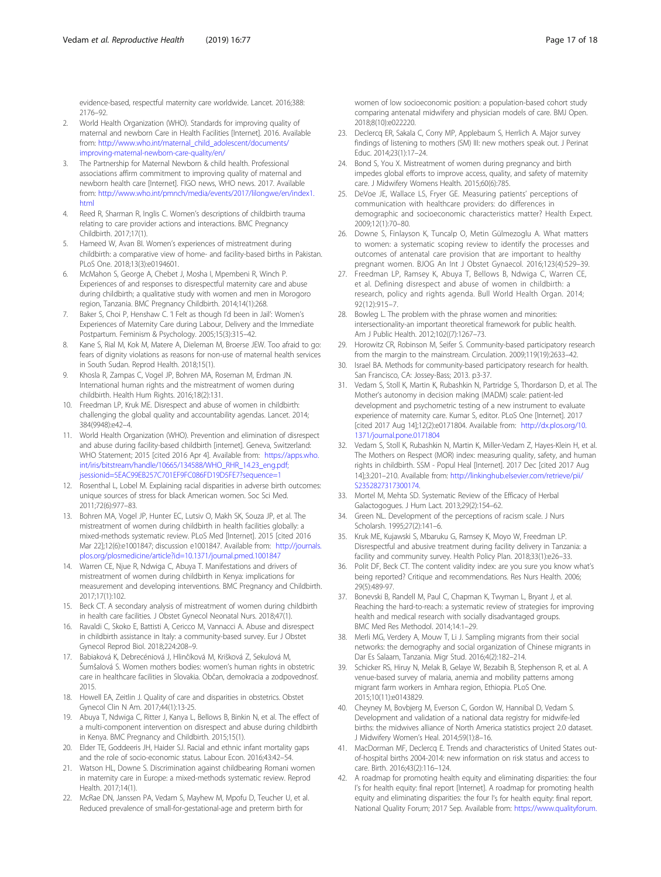evidence-based, respectful maternity care worldwide. Lancet. 2016;388: 2176–92.

2. World Health Organization (WHO). Standards for improving quality of maternal and newborn Care in Health Facilities [Internet]. 2016. Available from: http://www.who.int/maternal_child_adolescent/documents/improving-maternal-newborn-care-quality/en/
3. The Partnership for Maternal Newborn & child health. Professional associations affirm commitment to improving quality of maternal and newborn health care [Internet]. FIGO news, WHO news. 2017. Available from: http://www.who.int/pmnch/media/events/2017/lilongwe/en/index1.html
4. Reed R, Sharman R, Inglis C. Women's descriptions of childbirth trauma relating to care provider actions and interactions. BMC Pregnancy Childbirth. 2017;17(1).
5. Hameed W, Avan BI. Women's experiences of mistreatment during childbirth: a comparative view of home- and facility-based births in Pakistan. PLoS One. 2018;13(3):e0194601.
6. McMahon S, George A, Chebet J, Mosha I, Mpembeni R, Winch P. Experiences of and responses to disrespectful maternity care and abuse during childbirth; a qualitative study with women and men in Morogoro region, Tanzania. BMC Pregnancy Childbirth. 2014;14(1):268.
7. Baker S, Choi P, Henshaw C. 'I Felt as though I'd been in Jail': Women's Experiences of Maternity Care during Labour, Delivery and the Immediate Postpartum. Feminism & Psychology. 2005;15(3):315–42.
8. Kane S, Rial M, Kok M, Matere A, Dieleman M, Broerse JEW. Too afraid to go: fears of dignity violations as reasons for non-use of maternal health services in South Sudan. Reprod Health. 2018;15(1).
9. Khosla R, Zampas C, Vogel JP, Bohren MA, Roseman M, Erdman JN. International human rights and the mistreatment of women during childbirth. Health Hum Rights. 2016;18(2):131.
10. Freedman LP, Kruk ME. Disrespect and abuse of women in childbirth: challenging the global quality and accountability agendas. Lancet. 2014; 384(9948):e42–4.
11. World Health Organization (WHO). Prevention and elimination of disrespect and abuse during facility-based childbirth [internet]. Geneva, Switzerland: WHO Statement; 2015 [cited 2016 Apr 4]. Available from: https://apps.who.int/iris/bitstream/handle/10665/134588/WHO_RHR_14.23_eng.pdf;jsessionid=5EAC99EB257C701EF9FC086FD19D5FE7?sequence=1
12. Rosenthal L, Lobel M. Explaining racial disparities in adverse birth outcomes: unique sources of stress for black American women. Soc Sci Med. 2011;72(6):977–83.
13. Bohren MA, Vogel JP, Hunter EC, Lutsiv O, Makh SK, Souza JP, et al. The mistreatment of women during childbirth in health facilities globally: a mixed-methods systematic review. PLoS Med [Internet]. 2015 [cited 2016 Mar 22];12(6):e1001847; discussion e1001847. Available from: http://journals.plos.org/plosmedicine/article?id=10.1371/journal.pmed.1001847
14. Warren CE, Njue R, Ndwiga C, Abuya T. Manifestations and drivers of mistreatment of women during childbirth in Kenya: implications for measurement and developing interventions. BMC Pregnancy and Childbirth. 2017;17(1):102.
15. Beck CT. A secondary analysis of mistreatment of women during childbirth in health care facilities. J Obstet Gynecol Neonatal Nurs. 2018;47(1).
16. Ravaldi C, Skoko E, Battisti A, Cericco M, Vannacci A. Abuse and disrespect in childbirth assistance in Italy: a community-based survey. Eur J Obstet Gynecol Reprod Biol. 2018;224:208–9.
17. Babiaková K, Debrecéniová J, Hlinčíková M, Krišková Z, Sekulová M, Šumšalová S. Women mothers bodies: women's human rights in obstetric care in healthcare facilities in Slovakia. Občan, demokracia a zodpovednosť. 2015.
18. Howell EA, Zeitlin J. Quality of care and disparities in obstetrics. Obstet Gynecol Clin N Am. 2017;44(1):13-25.
19. Abuya T, Ndwiga C, Ritter J, Kanya L, Bellows B, Binkin N, et al. The effect of a multi-component intervention on disrespect and abuse during childbirth in Kenya. BMC Pregnancy and Childbirth. 2015;15(1).
20. Elder TE, Goddeeris JH, Haider SJ. Racial and ethnic infant mortality gaps and the role of socio-economic status. Labour Econ. 2016;43:42–54.
21. Watson HL, Downe S. Discrimination against childbearing Romani women in maternity care in Europe: a mixed-methods systematic review. Reprod Health. 2017;14(1).
22. McRae DN, Janssen PA, Vedam S, Mayhew M, Mpofu D, Teucher U, et al. Reduced prevalence of small-for-gestational-age and preterm birth for women of low socioeconomic position: a population-based cohort study comparing antenatal midwifery and physician models of care. BMJ Open. 2018;8(10):e022220.
23. Declercq ER, Sakala C, Corry MP, Applebaum S, Herrlich A. Major survey findings of listening to mothers (SM) III: new mothers speak out. J Perinat Educ. 2014;23(1):17–24.
24. Bond S, You X. Mistreatment of women during pregnancy and birth impedes global efforts to improve access, quality, and safety of maternity care. J Midwifery Womens Health. 2015;60(6):785.
25. DeVoe JE, Wallace LS, Fryer GE. Measuring patients' perceptions of communication with healthcare providers: do differences in demographic and socioeconomic characteristics matter? Health Expect. 2009;12(1):70–80.
26. Downe S, Finlayson K, Tuncalp O, Metin Gülmezoglu A. What matters to women: a systematic scoping review to identify the processes and outcomes of antenatal care provision that are important to healthy pregnant women. BJOG An Int J Obstet Gynaecol. 2016;123(4):529–39.
27. Freedman LP, Ramsey K, Abuya T, Bellows B, Ndwiga C, Warren CE, et al. Defining disrespect and abuse of women in childbirth: a research, policy and rights agenda. Bull World Health Organ. 2014; 92(12):915–7.
28. Bowleg L. The problem with the phrase women and minorities: intersectionality-an important theoretical framework for public health. Am J Public Health. 2012;102((7):1267–73.
29. Horowitz CR, Robinson M, Seifer S. Community-based participatory research from the margin to the mainstream. Circulation. 2009;119(19):2633–42.
30. Israel BA. Methods for community-based participatory research for health. San Francisco, CA: Jossey-Bass; 2013. p3-37.
31. Vedam S, Stoll K, Martin K, Rubashkin N, Partridge S, Thordarson D, et al. The Mother's autonomy in decision making (MADM) scale: patient-led development and psychometric testing of a new instrument to evaluate experience of maternity care. Kumar S, editor. PLoS One [Internet]. 2017 [cited 2017 Aug 14];12(2):e0171804. Available from: http://dx.plos.org/10.1371/journal.pone.0171804
32. Vedam S, Stoll K, Rubashkin N, Martin K, Miller-Vedam Z, Hayes-Klein H, et al. The Mothers on Respect (MOR) index: measuring quality, safety, and human rights in childbirth. SSM - Popul Heal [Internet]. 2017 Dec [cited 2017 Aug 14];3:201–210. Available from: http://linkinghub.elsevier.com/retrieve/pii/S2352827317300174.
33. Mortel M, Mehta SD. Systematic Review of the Efficacy of Herbal Galactogogues. J Hum Lact. 2013;29(2):154–62.
34. Green NL. Development of the perceptions of racism scale. J Nurs Scholarsh. 1995;27(2):141–6.
35. Kruk ME, Kujawski S, Mbaruku G, Ramsey K, Moyo W, Freedman LP. Disrespectful and abusive treatment during facility delivery in Tanzania: a facility and community survey. Health Policy Plan. 2018;33(1):e26–33.
36. Polit DF, Beck CT. The content validity index: are you sure you know what's being reported? Critique and recommendations. Res Nurs Health. 2006; 29(5):489-97.
37. Bonevski B, Randell M, Paul C, Chapman K, Twyman L, Bryant J, et al. Reaching the hard-to-reach: a systematic review of strategies for improving health and medical research with socially disadvantaged groups. BMC Med Res Methodol. 2014;14:1–29.
38. Merli MG, Verdery A, Mouw T, Li J. Sampling migrants from their social networks: the demography and social organization of Chinese migrants in Dar Es Salaam, Tanzania. Migr Stud. 2016;4(2):182–214.
39. Schicker RS, Hiruy N, Melak B, Gelaye W, Bezabih B, Stephenson R, et al. A venue-based survey of malaria, anemia and mobility patterns among migrant farm workers in Amhara region, Ethiopia. PLoS One. 2015;10(11):e0143829.
40. Cheyney M, Bovbjerg M, Everson C, Gordon W, Hannibal D, Vedam S. Development and validation of a national data registry for midwife-led births: the midwives alliance of North America statistics project 2.0 dataset. J Midwifery Women's Heal. 2014;59(1):8–16.
41. MacDorman MF, Declercq E. Trends and characteristics of United States out-of-hospital births 2004-2014: new information on risk status and access to care. Birth. 2016;43(2):116–124.
42. A roadmap for promoting health equity and eliminating disparities: the four I's for health equity: final report [Internet]. A roadmap for promoting health equity and eliminating disparities: the four I's for health equity: final report. National Quality Forum; 2017 Sep. Available from: https://www.qualityforum.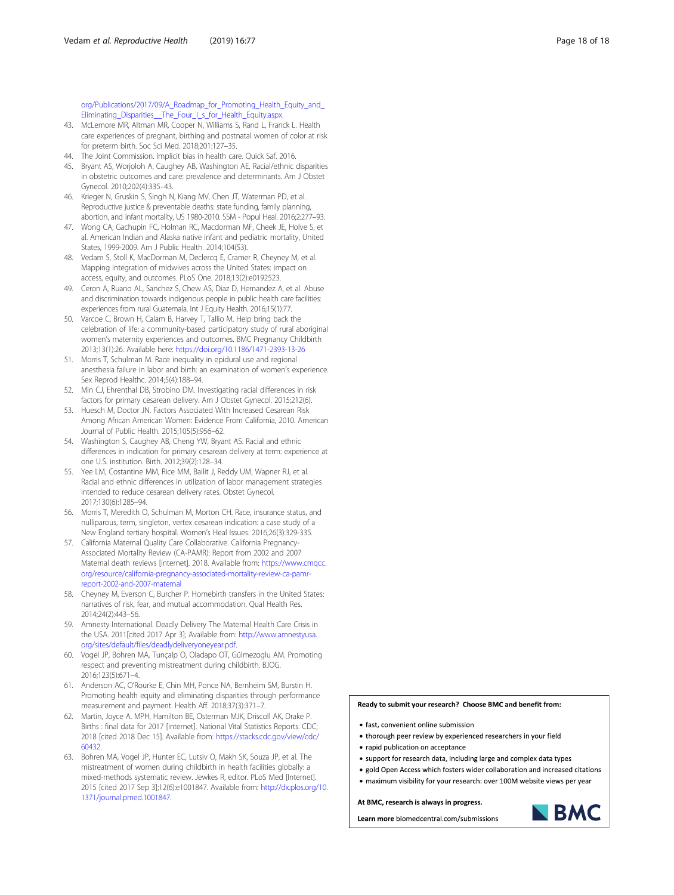org/Publications/2017/09/A_Roadmap_for_Promoting_Health_Equity_and_Eliminating_Disparities__The_Four_I_s_for_Health_Equity.aspx.

43. McLemore MR, Altman MR, Cooper N, Williams S, Rand L, Franck L. Health care experiences of pregnant, birthing and postnatal women of color at risk for preterm birth. Soc Sci Med. 2018;201:127–35.
44. The Joint Commission. Implicit bias in health care. Quick Saf. 2016.
45. Bryant AS, Worjoloh A, Caughey AB, Washington AE. Racial/ethnic disparities in obstetric outcomes and care: prevalence and determinants. Am J Obstet Gynecol. 2010;202(4):335–43.
46. Krieger N, Gruskin S, Singh N, Kiang MV, Chen JT, Waterman PD, et al. Reproductive justice & preventable deaths: state funding, family planning, abortion, and infant mortality, US 1980-2010. SSM - Popul Heal. 2016;2:277–93.
47. Wong CA, Gachupin FC, Holman RC, Macdorman MF, Cheek JE, Holve S, et al. American Indian and Alaska native infant and pediatric mortality, United States, 1999-2009. Am J Public Health. 2014;104(S3).
48. Vedam S, Stoll K, MacDorman M, Declercq E, Cramer R, Cheyney M, et al. Mapping integration of midwives across the United States: impact on access, equity, and outcomes. PLoS One. 2018;13(2):e0192523.
49. Ceron A, Ruano AL, Sanchez S, Chew AS, Diaz D, Hernandez A, et al. Abuse and discrimination towards indigenous people in public health care facilities: experiences from rural Guatemala. Int J Equity Health. 2016;15(1):77.
50. Varcoe C, Brown H, Calam B, Harvey T, Tallio M. Help bring back the celebration of life: a community-based participatory study of rural aboriginal women's maternity experiences and outcomes. BMC Pregnancy Childbirth 2013;13(1):26. Available here: https://doi.org/10.1186/1471-2393-13-26
51. Morris T, Schulman M. Race inequality in epidural use and regional anesthesia failure in labor and birth: an examination of women's experience. Sex Reprod Healthc. 2014;5(4):188–94.
52. Min CJ, Ehrenthal DB, Strobino DM. Investigating racial differences in risk factors for primary cesarean delivery. Am J Obstet Gynecol. 2015;212(6).
53. Huesch M, Doctor JN. Factors Associated With Increased Cesarean Risk Among African American Women: Evidence From California, 2010. American Journal of Public Health. 2015;105(5):956–62.
54. Washington S, Caughey AB, Cheng YW, Bryant AS. Racial and ethnic differences in indication for primary cesarean delivery at term: experience at one U.S. institution. Birth. 2012;39(2):128–34.
55. Yee LM, Costantine MM, Rice MM, Bailit J, Reddy UM, Wapner RJ, et al. Racial and ethnic differences in utilization of labor management strategies intended to reduce cesarean delivery rates. Obstet Gynecol. 2017;130(6):1285–94.
56. Morris T, Meredith O, Schulman M, Morton CH. Race, insurance status, and nulliparous, term, singleton, vertex cesarean indication: a case study of a New England tertiary hospital. Women's Heal Issues. 2016;26(3):329-335.
57. California Maternal Quality Care Collaborative. California Pregnancy-Associated Mortality Review (CA-PAMR): Report from 2002 and 2007 Maternal death reviews [internet]. 2018. Available from: https://www.cmqcc.org/resource/california-pregnancy-associated-mortality-review-ca-pamr-report-2002-and-2007-maternal
58. Cheyney M, Everson C, Burcher P. Homebirth transfers in the United States: narratives of risk, fear, and mutual accommodation. Qual Health Res. 2014;24(2):443–56.
59. Amnesty International. Deadly Delivery The Maternal Health Care Crisis in the USA. 2011[cited 2017 Apr 3]; Available from: http://www.amnestyusa.org/sites/default/files/deadlydeliveryoneyear.pdf.
60. Vogel JP, Bohren MA, Tunçalp O, Oladapo OT, Gülmezoglu AM. Promoting respect and preventing mistreatment during childbirth. BJOG. 2016;123(5):671–4.
61. Anderson AC, O'Rourke E, Chin MH, Ponce NA, Bernheim SM, Burstin H. Promoting health equity and eliminating disparities through performance measurement and payment. Health Aff. 2018;37(3):371–7.
62. Martin, Joyce A. MPH, Hamilton BE, Osterman MJK, Driscoll AK, Drake P. Births : final data for 2017 [internet]. National Vital Statistics Reports. CDC; 2018 [cited 2018 Dec 15]. Available from: https://stacks.cdc.gov/view/cdc/60432.
63. Bohren MA, Vogel JP, Hunter EC, Lutsiv O, Makh SK, Souza JP, et al. The mistreatment of women during childbirth in health facilities globally: a mixed-methods systematic review. Jewkes R, editor. PLoS Med [Internet]. 2015 [cited 2017 Sep 3];12(6):e1001847. Available from: http://dx.plos.org/10.1371/journal.pmed.1001847.

**Ready to submit your research? Choose BMC and benefit from:**

- fast, convenient online submission
- thorough peer review by experienced researchers in your field
- rapid publication on acceptance
- support for research data, including large and complex data types
- gold Open Access which fosters wider collaboration and increased citations
- maximum visibility for your research: over 100M website views per year

**At BMC, research is always in progress.**

**Learn more** biomedcentral.com/submissions

BMC